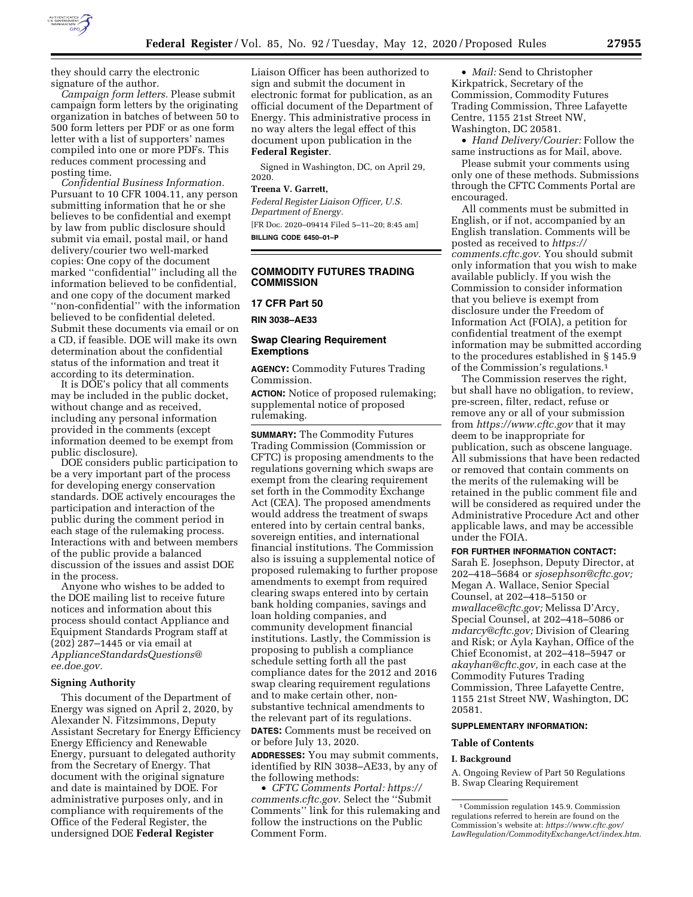they should carry the electronic signature of the author.

*Campaign form letters.* Please submit campaign form letters by the originating organization in batches of between 50 to 500 form letters per PDF or as one form letter with a list of supporters' names compiled into one or more PDFs. This reduces comment processing and posting time.

*Confidential Business Information.* Pursuant to 10 CFR 1004.11, any person submitting information that he or she believes to be confidential and exempt by law from public disclosure should submit via email, postal mail, or hand delivery/courier two well-marked copies: One copy of the document marked "confidential" including all the information believed to be confidential, and one copy of the document marked "non-confidential" with the information believed to be confidential deleted. Submit these documents via email or on a CD, if feasible. DOE will make its own determination about the confidential status of the information and treat it according to its determination.

It is DOE's policy that all comments may be included in the public docket, without change and as received, including any personal information provided in the comments (except information deemed to be exempt from public disclosure).

DOE considers public participation to be a very important part of the process for developing energy conservation standards. DOE actively encourages the participation and interaction of the public during the comment period in each stage of the rulemaking process. Interactions with and between members of the public provide a balanced discussion of the issues and assist DOE in the process.

Anyone who wishes to be added to the DOE mailing list to receive future notices and information about this process should contact Appliance and Equipment Standards Program staff at (202) 287–1445 or via email at *ApplianceStandardsQuestions@ee.doe.gov.*

## Signing Authority

This document of the Department of Energy was signed on April 2, 2020, by Alexander N. Fitzsimmons, Deputy Assistant Secretary for Energy Efficiency Energy Efficiency and Renewable Energy, pursuant to delegated authority from the Secretary of Energy. That document with the original signature and date is maintained by DOE. For administrative purposes only, and in compliance with requirements of the Office of the Federal Register, the undersigned DOE **Federal Register** Liaison Officer has been authorized to sign and submit the document in electronic format for publication, as an official document of the Department of Energy. This administrative process in no way alters the legal effect of this document upon publication in the **Federal Register**.

Signed in Washington, DC, on April 29, 2020.

**Treena V. Garrett,**

*Federal Register Liaison Officer, U.S. Department of Energy.*

[FR Doc. 2020–09414 Filed 5–11–20; 8:45 am]

**BILLING CODE 6450–01–P**

---

# COMMODITY FUTURES TRADING COMMISSION

## 17 CFR Part 50

**RIN 3038–AE33**

## Swap Clearing Requirement Exemptions

**AGENCY:** Commodity Futures Trading Commission.

**ACTION:** Notice of proposed rulemaking; supplemental notice of proposed rulemaking.

**SUMMARY:** The Commodity Futures Trading Commission (Commission or CFTC) is proposing amendments to the regulations governing which swaps are exempt from the clearing requirement set forth in the Commodity Exchange Act (CEA). The proposed amendments would address the treatment of swaps entered into by certain central banks, sovereign entities, and international financial institutions. The Commission also is issuing a supplemental notice of proposed rulemaking to further propose amendments to exempt from required clearing swaps entered into by certain bank holding companies, savings and loan holding companies, and community development financial institutions. Lastly, the Commission is proposing to publish a compliance schedule setting forth all the past compliance dates for the 2012 and 2016 swap clearing requirement regulations and to make certain other, non-substantive technical amendments to the relevant part of its regulations.

**DATES:** Comments must be received on or before July 13, 2020.

**ADDRESSES:** You may submit comments, identified by RIN 3038–AE33, by any of the following methods:

- *CFTC Comments Portal: https://comments.cftc.gov.* Select the "Submit Comments" link for this rulemaking and follow the instructions on the Public Comment Form.
- *Mail:* Send to Christopher Kirkpatrick, Secretary of the Commission, Commodity Futures Trading Commission, Three Lafayette Centre, 1155 21st Street NW, Washington, DC 20581.
- *Hand Delivery/Courier:* Follow the same instructions as for Mail, above.

Please submit your comments using only one of these methods. Submissions through the CFTC Comments Portal are encouraged.

All comments must be submitted in English, or if not, accompanied by an English translation. Comments will be posted as received to *https://comments.cftc.gov.* You should submit only information that you wish to make available publicly. If you wish the Commission to consider information that you believe is exempt from disclosure under the Freedom of Information Act (FOIA), a petition for confidential treatment of the exempt information may be submitted according to the procedures established in § 145.9 of the Commission's regulations.[1]

The Commission reserves the right, but shall have no obligation, to review, pre-screen, filter, redact, refuse or remove any or all of your submission from *https://www.cftc.gov* that it may deem to be inappropriate for publication, such as obscene language. All submissions that have been redacted or removed that contain comments on the merits of the rulemaking will be retained in the public comment file and will be considered as required under the Administrative Procedure Act and other applicable laws, and may be accessible under the FOIA.

**FOR FURTHER INFORMATION CONTACT:** Sarah E. Josephson, Deputy Director, at 202–418–5684 or *sjosephson@cftc.gov;* Megan A. Wallace, Senior Special Counsel, at 202–418–5150 or *mwallace@cftc.gov;* Melissa D'Arcy, Special Counsel, at 202–418–5086 or *mdarcy@cftc.gov;* Division of Clearing and Risk; or Ayla Kayhan, Office of the Chief Economist, at 202–418–5947 or *akayhan@cftc.gov,* in each case at the Commodity Futures Trading Commission, Three Lafayette Centre, 1155 21st Street NW, Washington, DC 20581.

**SUPPLEMENTARY INFORMATION:**

### Table of Contents

**I. Background**

A. Ongoing Review of Part 50 Regulations
B. Swap Clearing Requirement

---

[1] Commission regulation 145.9. Commission regulations referred to herein are found on the Commission's website at: *https://www.cftc.gov/LawRegulation/CommodityExchangeAct/index.htm.*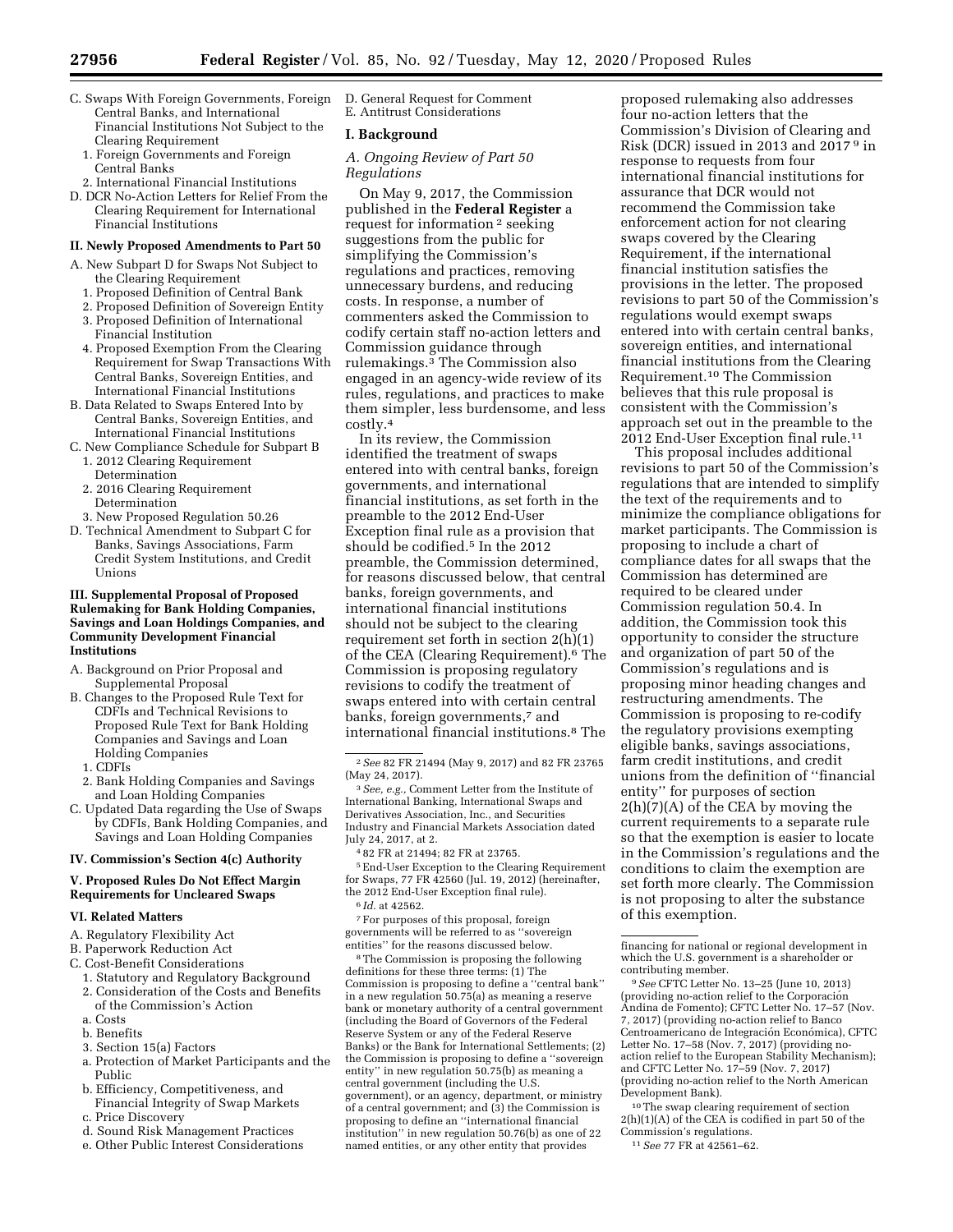C. Swaps With Foreign Governments, Foreign Central Banks, and International Financial Institutions Not Subject to the Clearing Requirement
1. Foreign Governments and Foreign Central Banks
2. International Financial Institutions
D. DCR No-Action Letters for Relief From the Clearing Requirement for International Financial Institutions

**II. Newly Proposed Amendments to Part 50**

A. New Subpart D for Swaps Not Subject to the Clearing Requirement
1. Proposed Definition of Central Bank
2. Proposed Definition of Sovereign Entity
3. Proposed Definition of International Financial Institution
4. Proposed Exemption From the Clearing Requirement for Swap Transactions With Central Banks, Sovereign Entities, and International Financial Institutions
B. Data Related to Swaps Entered Into by Central Banks, Sovereign Entities, and International Financial Institutions
C. New Compliance Schedule for Subpart B
1. 2012 Clearing Requirement Determination
2. 2016 Clearing Requirement Determination
3. New Proposed Regulation 50.26
D. Technical Amendment to Subpart C for Banks, Savings Associations, Farm Credit System Institutions, and Credit Unions

**III. Supplemental Proposal of Proposed Rulemaking for Bank Holding Companies, Savings and Loan Holdings Companies, and Community Development Financial Institutions**

A. Background on Prior Proposal and Supplemental Proposal
B. Changes to the Proposed Rule Text for CDFIs and Technical Revisions to Proposed Rule Text for Bank Holding Companies and Savings and Loan Holding Companies
1. CDFIs
2. Bank Holding Companies and Savings and Loan Holding Companies
C. Updated Data regarding the Use of Swaps by CDFIs, Bank Holding Companies, and Savings and Loan Holding Companies

**IV. Commission's Section 4(c) Authority**

**V. Proposed Rules Do Not Effect Margin Requirements for Uncleared Swaps**

**VI. Related Matters**

A. Regulatory Flexibility Act
B. Paperwork Reduction Act
C. Cost-Benefit Considerations
1. Statutory and Regulatory Background
2. Consideration of the Costs and Benefits of the Commission's Action
a. Costs
b. Benefits
3. Section 15(a) Factors
a. Protection of Market Participants and the Public
b. Efficiency, Competitiveness, and Financial Integrity of Swap Markets
c. Price Discovery
d. Sound Risk Management Practices
e. Other Public Interest Considerations
D. General Request for Comment
E. Antitrust Considerations

## I. Background

### A. Ongoing Review of Part 50 Regulations

On May 9, 2017, the Commission published in the **Federal Register** a request for information [2] seeking suggestions from the public for simplifying the Commission's regulations and practices, removing unnecessary burdens, and reducing costs. In response, a number of commenters asked the Commission to codify certain staff no-action letters and Commission guidance through rulemakings.[3] The Commission also engaged in an agency-wide review of its rules, regulations, and practices to make them simpler, less burdensome, and less costly.[4]

In its review, the Commission identified the treatment of swaps entered into with central banks, foreign governments, and international financial institutions, as set forth in the preamble to the 2012 End-User Exception final rule as a provision that should be codified.[5] In the 2012 preamble, the Commission determined, for reasons discussed below, that central banks, foreign governments, and international financial institutions should not be subject to the clearing requirement set forth in section 2(h)(1) of the CEA (Clearing Requirement).[6] The Commission is proposing regulatory revisions to codify the treatment of swaps entered into with certain central banks, foreign governments,[7] and international financial institutions.[8] The proposed rulemaking also addresses four no-action letters that the Commission's Division of Clearing and Risk (DCR) issued in 2013 and 2017 [9] in response to requests from four international financial institutions for assurance that DCR would not recommend the Commission take enforcement action for not clearing swaps covered by the Clearing Requirement, if the international financial institution satisfies the provisions in the letter. The proposed revisions to part 50 of the Commission's regulations would exempt swaps entered into with certain central banks, sovereign entities, and international financial institutions from the Clearing Requirement.[10] The Commission believes that this rule proposal is consistent with the Commission's approach set out in the preamble to the 2012 End-User Exception final rule.[11]

This proposal includes additional revisions to part 50 of the Commission's regulations that are intended to simplify the text of the requirements and to minimize the compliance obligations for market participants. The Commission is proposing to include a chart of compliance dates for all swaps that the Commission has determined are required to be cleared under Commission regulation 50.4. In addition, the Commission took this opportunity to consider the structure and organization of part 50 of the Commission's regulations and is proposing minor heading changes and restructuring amendments. The Commission is proposing to re-codify the regulatory provisions exempting eligible banks, savings associations, farm credit institutions, and credit unions from the definition of "financial entity" for purposes of section 2(h)(7)(A) of the CEA by moving the current requirements to a separate rule so that the exemption is easier to locate in the Commission's regulations and the conditions to claim the exemption are set forth more clearly. The Commission is not proposing to alter the substance of this exemption.

---

[2] *See* 82 FR 21494 (May 9, 2017) and 82 FR 23765 (May 24, 2017).

[3] *See, e.g.,* Comment Letter from the Institute of International Banking, International Swaps and Derivatives Association, Inc., and Securities Industry and Financial Markets Association dated July 24, 2017, at 2.

[4] 82 FR at 21494; 82 FR at 23765.

[5] End-User Exception to the Clearing Requirement for Swaps, 77 FR 42560 (Jul. 19, 2012) (hereinafter, the 2012 End-User Exception final rule).

[6] *Id.* at 42562.

[7] For purposes of this proposal, foreign governments will be referred to as "sovereign entities" for the reasons discussed below.

[8] The Commission is proposing the following definitions for these three terms: (1) The Commission is proposing to define a "central bank" in a new regulation 50.75(a) as meaning a reserve bank or monetary authority of a central government (including the Board of Governors of the Federal Reserve System or any of the Federal Reserve Banks) or the Bank for International Settlements; (2) the Commission is proposing to define a "sovereign entity" in new regulation 50.75(b) as meaning a central government (including the U.S. government), or an agency, department, or ministry of a central government; and (3) the Commission is proposing to define an "international financial institution" in new regulation 50.76(b) as one of 22 named entities, or any other entity that provides financing for national or regional development in which the U.S. government is a shareholder or contributing member.

[9] *See* CFTC Letter No. 13–25 (June 10, 2013) (providing no-action relief to the Corporación Andina de Fomento); CFTC Letter No. 17–57 (Nov. 7, 2017) (providing no-action relief to Banco Centroamericano de Integración Económica), CFTC Letter No. 17–58 (Nov. 7, 2017) (providing no-action relief to the European Stability Mechanism); and CFTC Letter No. 17–59 (Nov. 7, 2017) (providing no-action relief to the North American Development Bank).

[10] The swap clearing requirement of section 2(h)(1)(A) of the CEA is codified in part 50 of the Commission's regulations.

[11] *See* 77 FR at 42561–62.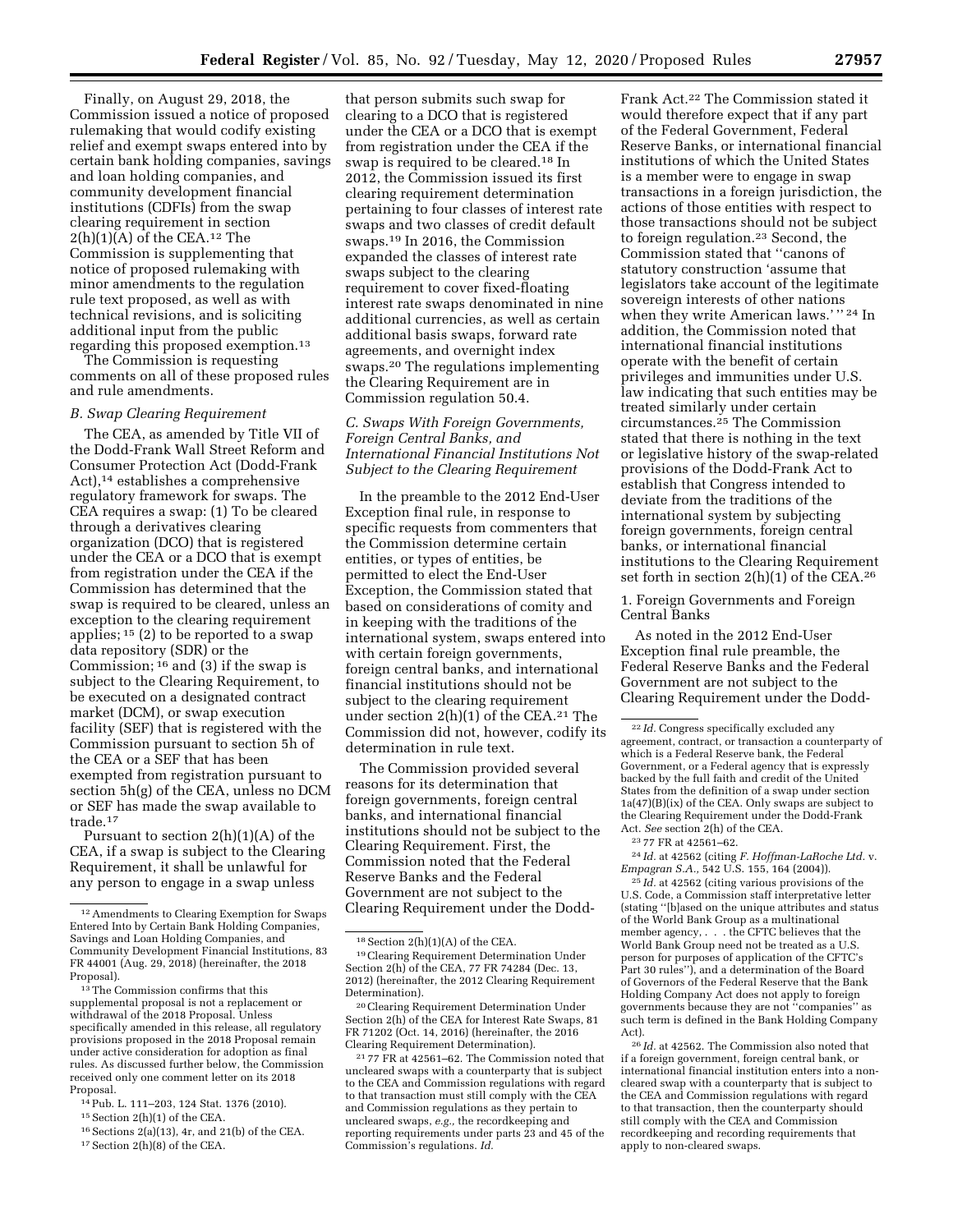Finally, on August 29, 2018, the Commission issued a notice of proposed rulemaking that would codify existing relief and exempt swaps entered into by certain bank holding companies, savings and loan holding companies, and community development financial institutions (CDFIs) from the swap clearing requirement in section 2(h)(1)(A) of the CEA.[12] The Commission is supplementing that notice of proposed rulemaking with minor amendments to the regulation rule text proposed, as well as with technical revisions, and is soliciting additional input from the public regarding this proposed exemption.[13]

The Commission is requesting comments on all of these proposed rules and rule amendments.

### B. Swap Clearing Requirement

The CEA, as amended by Title VII of the Dodd-Frank Wall Street Reform and Consumer Protection Act (Dodd-Frank Act),[14] establishes a comprehensive regulatory framework for swaps. The CEA requires a swap: (1) To be cleared through a derivatives clearing organization (DCO) that is registered under the CEA or a DCO that is exempt from registration under the CEA if the Commission has determined that the swap is required to be cleared, unless an exception to the clearing requirement applies; [15] (2) to be reported to a swap data repository (SDR) or the Commission; [16] and (3) if the swap is subject to the Clearing Requirement, to be executed on a designated contract market (DCM), or swap execution facility (SEF) that is registered with the Commission pursuant to section 5h of the CEA or a SEF that has been exempted from registration pursuant to section 5h(g) of the CEA, unless no DCM or SEF has made the swap available to trade.[17]

Pursuant to section 2(h)(1)(A) of the CEA, if a swap is subject to the Clearing Requirement, it shall be unlawful for any person to engage in a swap unless that person submits such swap for clearing to a DCO that is registered under the CEA or a DCO that is exempt from registration under the CEA if the swap is required to be cleared.[18] In 2012, the Commission issued its first clearing requirement determination pertaining to four classes of interest rate swaps and two classes of credit default swaps.[19] In 2016, the Commission expanded the classes of interest rate swaps subject to the clearing requirement to cover fixed-floating interest rate swaps denominated in nine additional currencies, as well as certain additional basis swaps, forward rate agreements, and overnight index swaps.[20] The regulations implementing the Clearing Requirement are in Commission regulation 50.4.

### C. Swaps With Foreign Governments, Foreign Central Banks, and International Financial Institutions Not Subject to the Clearing Requirement

In the preamble to the 2012 End-User Exception final rule, in response to specific requests from commenters that the Commission determine certain entities, or types of entities, be permitted to elect the End-User Exception, the Commission stated that based on considerations of comity and in keeping with the traditions of the international system, swaps entered into with certain foreign governments, foreign central banks, and international financial institutions should not be subject to the clearing requirement under section 2(h)(1) of the CEA.[21] The Commission did not, however, codify its determination in rule text.

The Commission provided several reasons for its determination that foreign governments, foreign central banks, and international financial institutions should not be subject to the Clearing Requirement. First, the Commission noted that the Federal Reserve Banks and the Federal Government are not subject to the Clearing Requirement under the Dodd-Frank Act.[22] The Commission stated it would therefore expect that if any part of the Federal Government, Federal Reserve Banks, or international financial institutions of which the United States is a member were to engage in swap transactions in a foreign jurisdiction, the actions of those entities with respect to those transactions should not be subject to foreign regulation.[23] Second, the Commission stated that "canons of statutory construction 'assume that legislators take account of the legitimate sovereign interests of other nations when they write American laws.' " [24] In addition, the Commission noted that international financial institutions operate with the benefit of certain privileges and immunities under U.S. law indicating that such entities may be treated similarly under certain circumstances.[25] The Commission stated that there is nothing in the text or legislative history of the swap-related provisions of the Dodd-Frank Act to establish that Congress intended to deviate from the traditions of the international system by subjecting foreign governments, foreign central banks, or international financial institutions to the Clearing Requirement set forth in section 2(h)(1) of the CEA.[26]

#### 1. Foreign Governments and Foreign Central Banks

As noted in the 2012 End-User Exception final rule preamble, the Federal Reserve Banks and the Federal Government are not subject to the Clearing Requirement under the Dodd-

---

[12] Amendments to Clearing Exemption for Swaps Entered Into by Certain Bank Holding Companies, Savings and Loan Holding Companies, and Community Development Financial Institutions, 83 FR 44001 (Aug. 29, 2018) (hereinafter, the 2018 Proposal).

[13] The Commission confirms that this supplemental proposal is not a replacement or withdrawal of the 2018 Proposal. Unless specifically amended in this release, all regulatory provisions proposed in the 2018 Proposal remain under active consideration for adoption as final rules. As discussed further below, the Commission received only one comment letter on its 2018 Proposal.

[14] Pub. L. 111–203, 124 Stat. 1376 (2010).

[15] Section 2(h)(1) of the CEA.

[16] Sections 2(a)(13), 4r, and 21(b) of the CEA.

[17] Section 2(h)(8) of the CEA.

[18] Section 2(h)(1)(A) of the CEA.

[19] Clearing Requirement Determination Under Section 2(h) of the CEA, 77 FR 74284 (Dec. 13, 2012) (hereinafter, the 2012 Clearing Requirement Determination).

[20] Clearing Requirement Determination Under Section 2(h) of the CEA for Interest Rate Swaps, 81 FR 71202 (Oct. 14, 2016) (hereinafter, the 2016 Clearing Requirement Determination).

[21] 77 FR at 42561–62. The Commission noted that uncleared swaps with a counterparty that is subject to the CEA and Commission regulations with regard to that transaction must still comply with the CEA and Commission regulations as they pertain to uncleared swaps, *e.g.,* the recordkeeping and reporting requirements under parts 23 and 45 of the Commission's regulations. *Id.*

[22] *Id.* Congress specifically excluded any agreement, contract, or transaction a counterparty of which is a Federal Reserve bank, the Federal Government, or a Federal agency that is expressly backed by the full faith and credit of the United States from the definition of a swap under section 1a(47)(B)(ix) of the CEA. Only swaps are subject to the Clearing Requirement under the Dodd-Frank Act. *See* section 2(h) of the CEA.

[23] 77 FR at 42561–62.

[24] *Id.* at 42562 (citing *F. Hoffman-LaRoche Ltd.* v. *Empagran S.A.,* 542 U.S. 155, 164 (2004)).

[25] *Id.* at 42562 (citing various provisions of the U.S. Code, a Commission staff interpretative letter (stating "[b]ased on the unique attributes and status of the World Bank Group as a multinational member agency, . . . the CFTC believes that the World Bank Group need not be treated as a U.S. person for purposes of application of the CFTC's Part 30 rules"), and a determination of the Board of Governors of the Federal Reserve that the Bank Holding Company Act does not apply to foreign governments because they are not "companies" as such term is defined in the Bank Holding Company Act).

[26] *Id.* at 42562. The Commission also noted that if a foreign government, foreign central bank, or international financial institution enters into a non-cleared swap with a counterparty that is subject to the CEA and Commission regulations with regard to that transaction, then the counterparty should still comply with the CEA and Commission recordkeeping and recording requirements that apply to non-cleared swaps.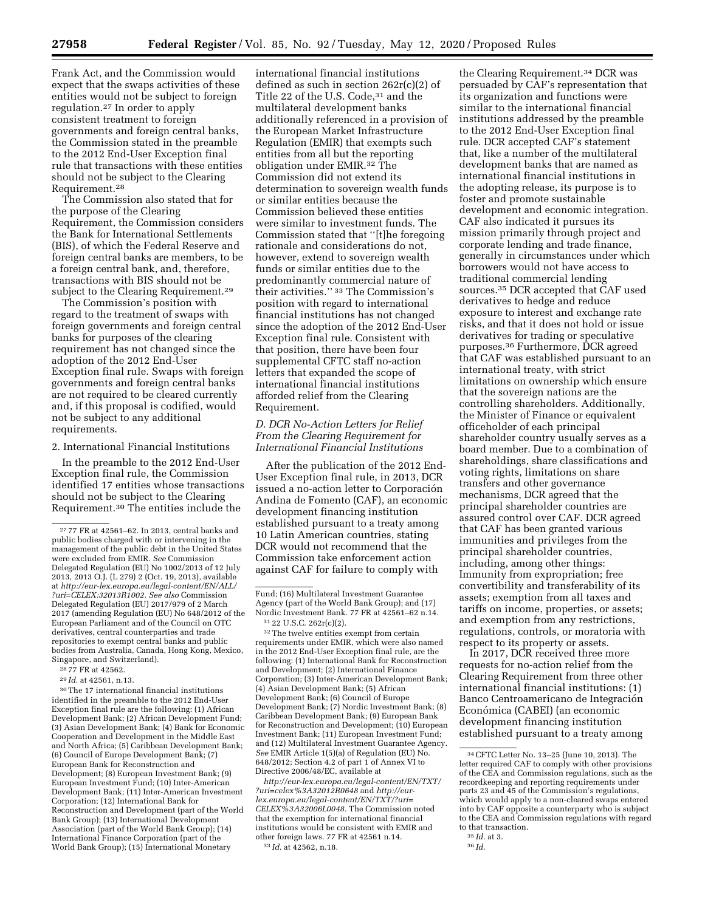Frank Act, and the Commission would expect that the swaps activities of these entities would not be subject to foreign regulation.[27] In order to apply consistent treatment to foreign governments and foreign central banks, the Commission stated in the preamble to the 2012 End-User Exception final rule that transactions with these entities should not be subject to the Clearing Requirement.[28]

The Commission also stated that for the purpose of the Clearing Requirement, the Commission considers the Bank for International Settlements (BIS), of which the Federal Reserve and foreign central banks are members, to be a foreign central bank, and, therefore, transactions with BIS should not be subject to the Clearing Requirement.[29]

The Commission's position with regard to the treatment of swaps with foreign governments and foreign central banks for purposes of the clearing requirement has not changed since the adoption of the 2012 End-User Exception final rule. Swaps with foreign governments and foreign central banks are not required to be cleared currently and, if this proposal is codified, would not be subject to any additional requirements.

2. International Financial Institutions

In the preamble to the 2012 End-User Exception final rule, the Commission identified 17 entities whose transactions should not be subject to the Clearing Requirement.[30] The entities include the international financial institutions defined as such in section 262r(c)(2) of Title 22 of the U.S. Code,[31] and the multilateral development banks additionally referenced in a provision of the European Market Infrastructure Regulation (EMIR) that exempts such entities from all but the reporting obligation under EMIR.[32] The Commission did not extend its determination to sovereign wealth funds or similar entities because the Commission believed these entities were similar to investment funds. The Commission stated that "[t]he foregoing rationale and considerations do not, however, extend to sovereign wealth funds or similar entities due to the predominantly commercial nature of their activities." [33] The Commission's position with regard to international financial institutions has not changed since the adoption of the 2012 End-User Exception final rule. Consistent with that position, there have been four supplemental CFTC staff no-action letters that expanded the scope of international financial institutions afforded relief from the Clearing Requirement.

*D. DCR No-Action Letters for Relief From the Clearing Requirement for International Financial Institutions*

After the publication of the 2012 End-User Exception final rule, in 2013, DCR issued a no-action letter to Corporación Andina de Fomento (CAF), an economic development financing institution established pursuant to a treaty among 10 Latin American countries, stating DCR would not recommend that the Commission take enforcement action against CAF for failure to comply with the Clearing Requirement.[34] DCR was persuaded by CAF's representation that its organization and functions were similar to the international financial institutions addressed by the preamble to the 2012 End-User Exception final rule. DCR accepted CAF's statement that, like a number of the multilateral development banks that are named as international financial institutions in the adopting release, its purpose is to foster and promote sustainable development and economic integration. CAF also indicated it pursues its mission primarily through project and corporate lending and trade finance, generally in circumstances under which borrowers would not have access to traditional commercial lending sources.[35] DCR accepted that CAF used derivatives to hedge and reduce exposure to interest and exchange rate risks, and that it does not hold or issue derivatives for trading or speculative purposes.[36] Furthermore, DCR agreed that CAF was established pursuant to an international treaty, with strict limitations on ownership which ensure that the sovereign nations are the controlling shareholders. Additionally, the Minister of Finance or equivalent officeholder of each principal shareholder country usually serves as a board member. Due to a combination of shareholdings, share classifications and voting rights, limitations on share transfers and other governance mechanisms, DCR agreed that the principal shareholder countries are assured control over CAF. DCR agreed that CAF has been granted various immunities and privileges from the principal shareholder countries, including, among other things: Immunity from expropriation; free convertibility and transferability of its assets; exemption from all taxes and tariffs on income, properties, or assets; and exemption from any restrictions, regulations, controls, or moratoria with respect to its property or assets.

In 2017, DCR received three more requests for no-action relief from the Clearing Requirement from three other international financial institutions: (1) Banco Centroamericano de Integración Económica (CABEI) (an economic development financing institution established pursuant to a treaty among

---

[27] 77 FR at 42561–62. In 2013, central banks and public bodies charged with or intervening in the management of the public debt in the United States were excluded from EMIR. *See* Commission Delegated Regulation (EU) No 1002/2013 of 12 July 2013, 2013 O.J. (L 279) 2 (Oct. 19, 2013), available at *http://eur-lex.europa.eu/legal-content/EN/ALL/?uri=CELEX:32013R1002*. *See also* Commission Delegated Regulation (EU) 2017/979 of 2 March 2017 (amending Regulation (EU) No 648/2012 of the European Parliament and of the Council on OTC derivatives, central counterparties and trade repositories to exempt central banks and public bodies from Australia, Canada, Hong Kong, Mexico, Singapore, and Switzerland).

[28] 77 FR at 42562.

[29] *Id.* at 42561, n.13.

[30] The 17 international financial institutions identified in the preamble to the 2012 End-User Exception final rule are the following: (1) African Development Bank; (2) African Development Fund; (3) Asian Development Bank; (4) Bank for Economic Cooperation and Development in the Middle East and North Africa; (5) Caribbean Development Bank; (6) Council of Europe Development Bank; (7) European Bank for Reconstruction and Development; (8) European Investment Bank; (9) European Investment Fund; (10) Inter-American Development Bank; (11) Inter-American Investment Corporation; (12) International Bank for Reconstruction and Development (part of the World Bank Group); (13) International Development Association (part of the World Bank Group); (14) International Finance Corporation (part of the World Bank Group); (15) International Monetary Fund; (16) Multilateral Investment Guarantee Agency (part of the World Bank Group); and (17) Nordic Investment Bank. 77 FR at 42561–62 n.14.

[31] 22 U.S.C. 262r(c)(2).

[32] The twelve entities exempt from certain requirements under EMIR, which were also named in the 2012 End-User Exception final rule, are the following: (1) International Bank for Reconstruction and Development; (2) International Finance Corporation; (3) Inter-American Development Bank; (4) Asian Development Bank; (5) African Development Bank; (6) Council of Europe Development Bank; (7) Nordic Investment Bank; (8) Caribbean Development Bank; (9) European Bank for Reconstruction and Development; (10) European Investment Bank; (11) European Investment Fund; and (12) Multilateral Investment Guarantee Agency. *See* EMIR Article 1(5)(a) of Regulation (EU) No. 648/2012; Section 4.2 of part 1 of Annex VI to Directive 2006/48/EC, available at *http://eur-lex.europa.eu/legal-content/EN/TXT/?uri=celex%3A32012R0648* and *http://eur-lex.europa.eu/legal-content/EN/TXT/?uri=CELEX%3A32006L0048*. The Commission noted that the exemption for international financial institutions would be consistent with EMIR and other foreign laws. 77 FR at 42561 n.14.

[33] *Id.* at 42562, n.18.

[34] CFTC Letter No. 13–25 (June 10, 2013). The letter required CAF to comply with other provisions of the CEA and Commission regulations, such as the recordkeeping and reporting requirements under parts 23 and 45 of the Commission's regulations, which would apply to a non-cleared swaps entered into by CAF opposite a counterparty who is subject to the CEA and Commission regulations with regard to that transaction.

[35] *Id.* at 3.

[36] *Id.*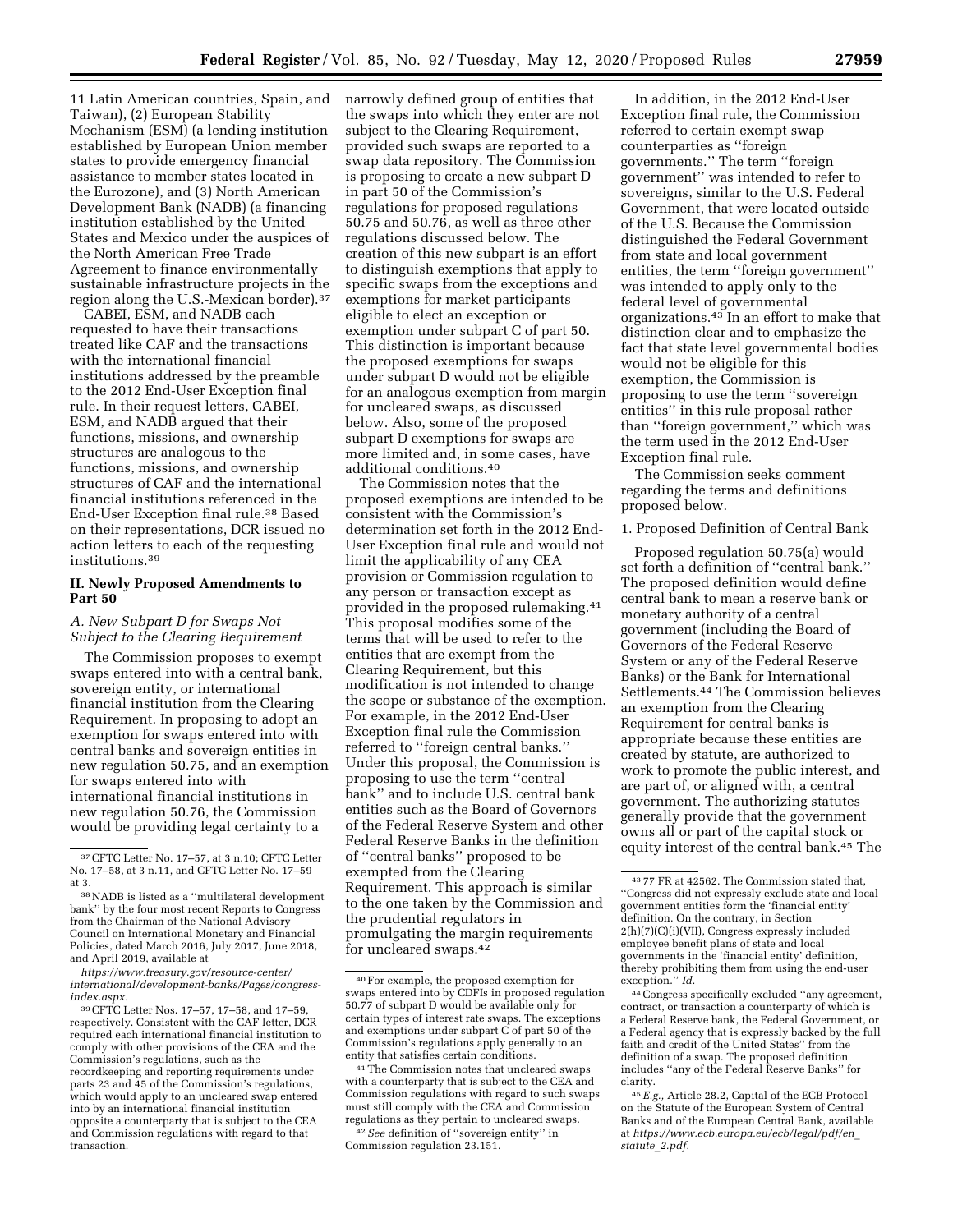11 Latin American countries, Spain, and Taiwan), (2) European Stability Mechanism (ESM) (a lending institution established by European Union member states to provide emergency financial assistance to member states located in the Eurozone), and (3) North American Development Bank (NADB) (a financing institution established by the United States and Mexico under the auspices of the North American Free Trade Agreement to finance environmentally sustainable infrastructure projects in the region along the U.S.-Mexican border).[37]

CABEI, ESM, and NADB each requested to have their transactions treated like CAF and the transactions with the international financial institutions addressed by the preamble to the 2012 End-User Exception final rule. In their request letters, CABEI, ESM, and NADB argued that their functions, missions, and ownership structures are analogous to the functions, missions, and ownership structures of CAF and the international financial institutions referenced in the End-User Exception final rule.[38] Based on their representations, DCR issued no action letters to each of the requesting institutions.[39]

## II. Newly Proposed Amendments to Part 50

### A. New Subpart D for Swaps Not Subject to the Clearing Requirement

The Commission proposes to exempt swaps entered into with a central bank, sovereign entity, or international financial institution from the Clearing Requirement. In proposing to adopt an exemption for swaps entered into with central banks and sovereign entities in new regulation 50.75, and an exemption for swaps entered into with international financial institutions in new regulation 50.76, the Commission would be providing legal certainty to a narrowly defined group of entities that the swaps into which they enter are not subject to the Clearing Requirement, provided such swaps are reported to a swap data repository. The Commission is proposing to create a new subpart D in part 50 of the Commission's regulations for proposed regulations 50.75 and 50.76, as well as three other regulations discussed below. The creation of this new subpart is an effort to distinguish exemptions that apply to specific swaps from the exceptions and exemptions for market participants eligible to elect an exception or exemption under subpart C of part 50. This distinction is important because the proposed exemptions for swaps under subpart D would not be eligible for an analogous exemption from margin for uncleared swaps, as discussed below. Also, some of the proposed subpart D exemptions for swaps are more limited and, in some cases, have additional conditions.[40]

The Commission notes that the proposed exemptions are intended to be consistent with the Commission's determination set forth in the 2012 End-User Exception final rule and would not limit the applicability of any CEA provision or Commission regulation to any person or transaction except as provided in the proposed rulemaking.[41] This proposal modifies some of the terms that will be used to refer to the entities that are exempt from the Clearing Requirement, but this modification is not intended to change the scope or substance of the exemption. For example, in the 2012 End-User Exception final rule the Commission referred to "foreign central banks." Under this proposal, the Commission is proposing to use the term "central bank" and to include U.S. central bank entities such as the Board of Governors of the Federal Reserve System and other Federal Reserve Banks in the definition of "central banks" proposed to be exempted from the Clearing Requirement. This approach is similar to the one taken by the Commission and the prudential regulators in promulgating the margin requirements for uncleared swaps.[42]

In addition, in the 2012 End-User Exception final rule, the Commission referred to certain exempt swap counterparties as "foreign governments." The term "foreign government" was intended to refer to sovereigns, similar to the U.S. Federal Government, that were located outside of the U.S. Because the Commission distinguished the Federal Government from state and local government entities, the term "foreign government" was intended to apply only to the federal level of governmental organizations.[43] In an effort to make that distinction clear and to emphasize the fact that state level governmental bodies would not be eligible for this exemption, the Commission is proposing to use the term "sovereign entities" in this rule proposal rather than "foreign government," which was the term used in the 2012 End-User Exception final rule.

The Commission seeks comment regarding the terms and definitions proposed below.

1. Proposed Definition of Central Bank

Proposed regulation 50.75(a) would set forth a definition of "central bank." The proposed definition would define central bank to mean a reserve bank or monetary authority of a central government (including the Board of Governors of the Federal Reserve System or any of the Federal Reserve Banks) or the Bank for International Settlements.[44] The Commission believes an exemption from the Clearing Requirement for central banks is appropriate because these entities are created by statute, are authorized to work to promote the public interest, and are part of, or aligned with, a central government. The authorizing statutes generally provide that the government owns all or part of the capital stock or equity interest of the central bank.[45] The

---

[37] CFTC Letter No. 17–57, at 3 n.10; CFTC Letter No. 17–58, at 3 n.11, and CFTC Letter No. 17–59 at 3.

[38] NADB is listed as a "multilateral development bank" by the four most recent Reports to Congress from the Chairman of the National Advisory Council on International Monetary and Financial Policies, dated March 2016, July 2017, June 2018, and April 2019, available at *https://www.treasury.gov/resource-center/international/development-banks/Pages/congress-index.aspx.*

[39] CFTC Letter Nos. 17–57, 17–58, and 17–59, respectively. Consistent with the CAF letter, DCR required each international financial institution to comply with other provisions of the CEA and the Commission's regulations, such as the recordkeeping and reporting requirements under parts 23 and 45 of the Commission's regulations, which would apply to an uncleared swap entered into by an international financial institution opposite a counterparty that is subject to the CEA and Commission regulations with regard to that transaction.

[40] For example, the proposed exemption for swaps entered into by CDFIs in proposed regulation 50.77 of subpart D would be available only for certain types of interest rate swaps. The exceptions and exemptions under subpart C of part 50 of the Commission's regulations apply generally to an entity that satisfies certain conditions.

[41] The Commission notes that uncleared swaps with a counterparty that is subject to the CEA and Commission regulations with regard to such swaps must still comply with the CEA and Commission regulations as they pertain to uncleared swaps.

[42] *See* definition of "sovereign entity" in Commission regulation 23.151.

[43] 77 FR at 42562. The Commission stated that, "Congress did not expressly exclude state and local government entities form the 'financial entity' definition. On the contrary, in Section 2(h)(7)(C)(i)(VII), Congress expressly included employee benefit plans of state and local governments in the 'financial entity' definition, thereby prohibiting them from using the end-user exception." *Id.*

[44] Congress specifically excluded "any agreement, contract, or transaction a counterparty of which is a Federal Reserve bank, the Federal Government, or a Federal agency that is expressly backed by the full faith and credit of the United States" from the definition of a swap. The proposed definition includes "any of the Federal Reserve Banks" for clarity.

[45] *E.g.,* Article 28.2, Capital of the ECB Protocol on the Statute of the European System of Central Banks and of the European Central Bank, available at *https://www.ecb.europa.eu/ecb/legal/pdf/en_statute_2.pdf.*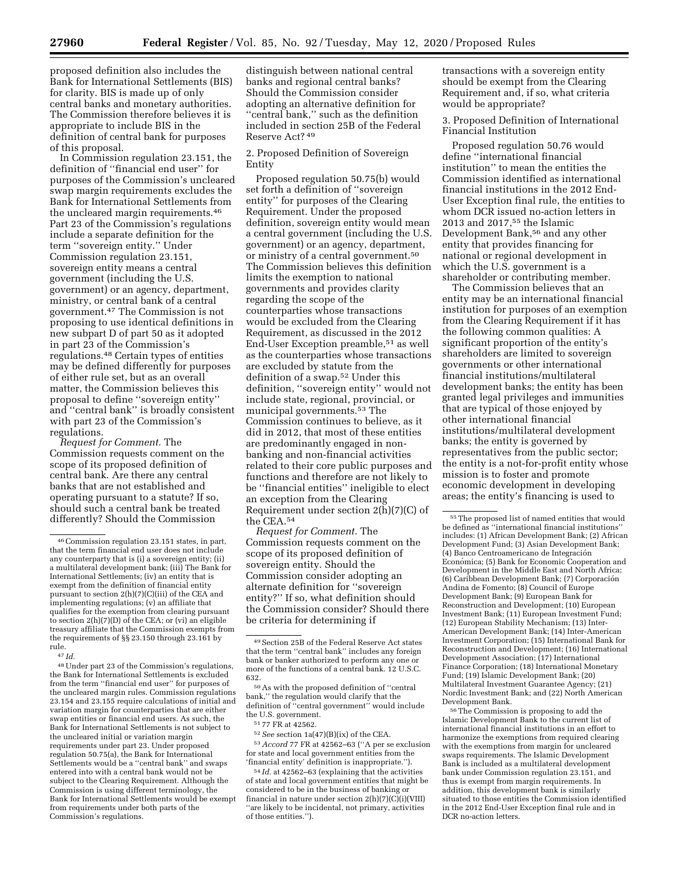proposed definition also includes the Bank for International Settlements (BIS) for clarity. BIS is made up of only central banks and monetary authorities. The Commission therefore believes it is appropriate to include BIS in the definition of central bank for purposes of this proposal.

In Commission regulation 23.151, the definition of ''financial end user'' for purposes of the Commission's uncleared swap margin requirements excludes the Bank for International Settlements from the uncleared margin requirements.[46] Part 23 of the Commission's regulations include a separate definition for the term ''sovereign entity.'' Under Commission regulation 23.151, sovereign entity means a central government (including the U.S. government) or an agency, department, ministry, or central bank of a central government.[47] The Commission is not proposing to use identical definitions in new subpart D of part 50 as it adopted in part 23 of the Commission's regulations.[48] Certain types of entities may be defined differently for purposes of either rule set, but as an overall matter, the Commission believes this proposal to define ''sovereign entity'' and ''central bank'' is broadly consistent with part 23 of the Commission's regulations.

*Request for Comment.* The Commission requests comment on the scope of its proposed definition of central bank. Are there any central banks that are not established and operating pursuant to a statute? If so, should such a central bank be treated differently? Should the Commission distinguish between national central banks and regional central banks? Should the Commission consider adopting an alternative definition for ''central bank,'' such as the definition included in section 25B of the Federal Reserve Act?[49]

2. Proposed Definition of Sovereign Entity

Proposed regulation 50.75(b) would set forth a definition of ''sovereign entity'' for purposes of the Clearing Requirement. Under the proposed definition, sovereign entity would mean a central government (including the U.S. government) or an agency, department, or ministry of a central government.[50] The Commission believes this definition limits the exemption to national governments and provides clarity regarding the scope of the counterparties whose transactions would be excluded from the Clearing Requirement, as discussed in the 2012 End-User Exception preamble,[51] as well as the counterparties whose transactions are excluded by statute from the definition of a swap.[52] Under this definition, ''sovereign entity'' would not include state, regional, provincial, or municipal governments.[53] The Commission continues to believe, as it did in 2012, that most of these entities are predominantly engaged in non-banking and non-financial activities related to their core public purposes and functions and therefore are not likely to be ''financial entities'' ineligible to elect an exception from the Clearing Requirement under section 2(h)(7)(C) of the CEA.[54]

*Request for Comment.* The Commission requests comment on the scope of its proposed definition of sovereign entity. Should the Commission consider adopting an alternate definition for ''sovereign entity?'' If so, what definition should the Commission consider? Should there be criteria for determining if transactions with a sovereign entity should be exempt from the Clearing Requirement and, if so, what criteria would be appropriate?

3. Proposed Definition of International Financial Institution

Proposed regulation 50.76 would define ''international financial institution'' to mean the entities the Commission identified as international financial institutions in the 2012 End-User Exception final rule, the entities to whom DCR issued no-action letters in 2013 and 2017,[55] the Islamic Development Bank,[56] and any other entity that provides financing for national or regional development in which the U.S. government is a shareholder or contributing member.

The Commission believes that an entity may be an international financial institution for purposes of an exemption from the Clearing Requirement if it has the following common qualities: A significant proportion of the entity's shareholders are limited to sovereign governments or other international financial institutions/multilateral development banks; the entity has been granted legal privileges and immunities that are typical of those enjoyed by other international financial institutions/multilateral development banks; the entity is governed by representatives from the public sector; the entity is a not-for-profit entity whose mission is to foster and promote economic development in developing areas; the entity's financing is used to

---

[46] Commission regulation 23.151 states, in part, that the term financial end user does not include any counterparty that is (i) a sovereign entity; (ii) a multilateral development bank; (iii) The Bank for International Settlements; (iv) an entity that is exempt from the definition of financial entity pursuant to section 2(h)(7)(C)(iii) of the CEA and implementing regulations; (v) an affiliate that qualifies for the exemption from clearing pursuant to section 2(h)(7)(D) of the CEA; or (vi) an eligible treasury affiliate that the Commission exempts from the requirements of §§ 23.150 through 23.161 by rule.

[47] *Id.*

[48] Under part 23 of the Commission's regulations, the Bank for International Settlements is excluded from the term ''financial end user'' for purposes of the uncleared margin rules. Commission regulations 23.154 and 23.155 require calculations of initial and variation margin for counterparties that are either swap entities or financial end users. As such, the Bank for International Settlements is not subject to the uncleared initial or variation margin requirements under part 23. Under proposed regulation 50.75(a), the Bank for International Settlements would be a ''central bank'' and swaps entered into with a central bank would not be subject to the Clearing Requirement. Although the Commission is using different terminology, the Bank for International Settlements would be exempt from requirements under both parts of the Commission's regulations.

[49] Section 25B of the Federal Reserve Act states that the term ''central bank'' includes any foreign bank or banker authorized to perform any one or more of the functions of a central bank. 12 U.S.C. 632.

[50] As with the proposed definition of ''central bank,'' the regulation would clarify that the definition of ''central government'' would include the U.S. government.

[51] 77 FR at 42562.

[52] *See* section 1a(47)(B)(ix) of the CEA.

[53] *Accord* 77 FR at 42562–63 (''A per se exclusion for state and local government entities from the 'financial entity' definition is inappropriate.'').

[54] *Id.* at 42562–63 (explaining that the activities of state and local government entities that might be considered to be in the business of banking or financial in nature under section 2(h)(7)(C)(i)(VIII) ''are likely to be incidental, not primary, activities of those entities.'').

[55] The proposed list of named entities that would be defined as ''international financial institutions'' includes: (1) African Development Bank; (2) African Development Fund; (3) Asian Development Bank; (4) Banco Centroamericano de Integración Económica; (5) Bank for Economic Cooperation and Development in the Middle East and North Africa; (6) Caribbean Development Bank; (7) Corporación Andina de Fomento; (8) Council of Europe Development Bank; (9) European Bank for Reconstruction and Development; (10) European Investment Bank; (11) European Investment Fund; (12) European Stability Mechanism; (13) Inter-American Development Bank; (14) Inter-American Investment Corporation; (15) International Bank for Reconstruction and Development; (16) International Development Association; (17) International Finance Corporation; (18) International Monetary Fund; (19) Islamic Development Bank; (20) Multilateral Investment Guarantee Agency; (21) Nordic Investment Bank; and (22) North American Development Bank.

[56] The Commission is proposing to add the Islamic Development Bank to the current list of international financial institutions in an effort to harmonize the exemptions from required clearing with the exemptions from margin for uncleared swaps requirements. The Islamic Development Bank is included as a multilateral development bank under Commission regulation 23.151, and thus is exempt from margin requirements. In addition, this development bank is similarly situated to those entities the Commission identified in the 2012 End-User Exception final rule and in DCR no-action letters.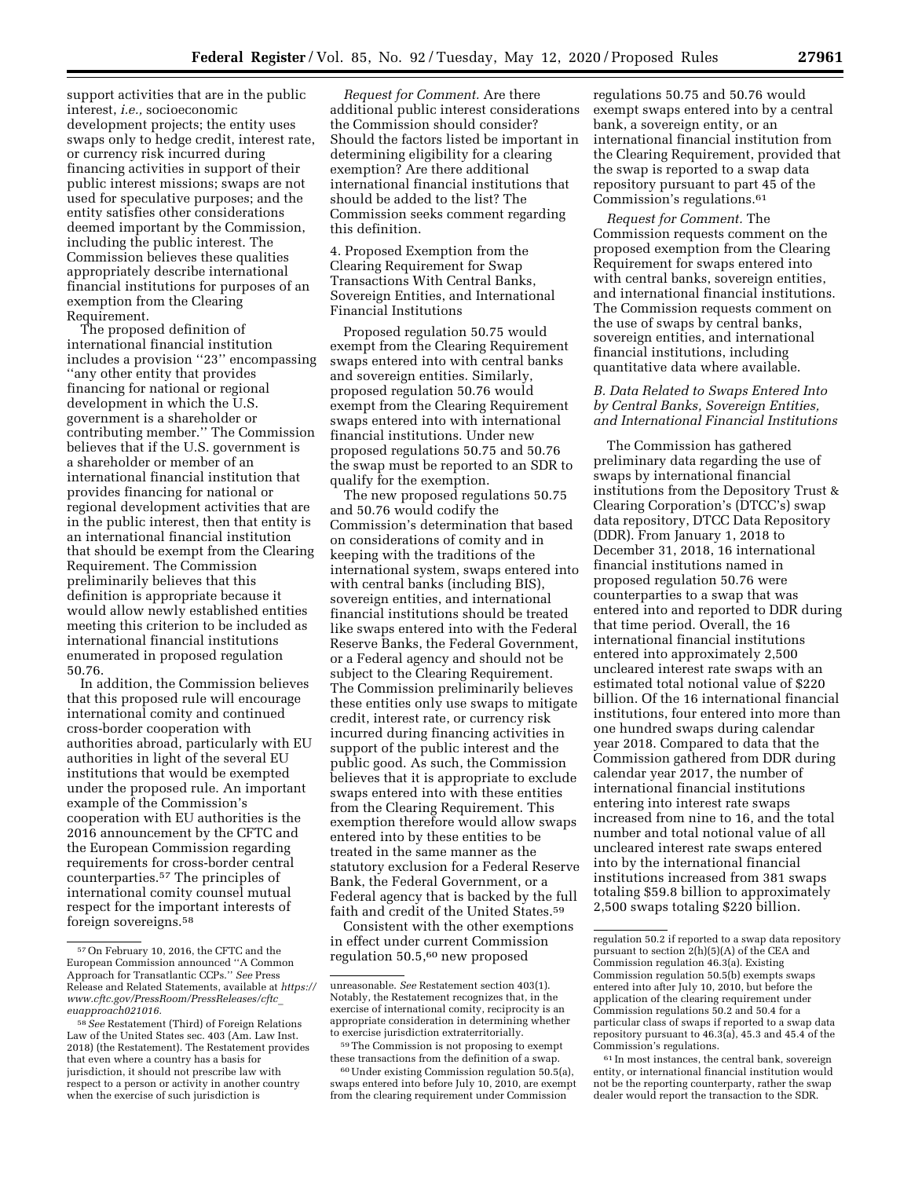support activities that are in the public interest, *i.e.,* socioeconomic development projects; the entity uses swaps only to hedge credit, interest rate, or currency risk incurred during financing activities in support of their public interest missions; swaps are not used for speculative purposes; and the entity satisfies other considerations deemed important by the Commission, including the public interest. The Commission believes these qualities appropriately describe international financial institutions for purposes of an exemption from the Clearing Requirement.

The proposed definition of international financial institution includes a provision ''23'' encompassing ''any other entity that provides financing for national or regional development in which the U.S. government is a shareholder or contributing member.'' The Commission believes that if the U.S. government is a shareholder or member of an international financial institution that provides financing for national or regional development activities that are in the public interest, then that entity is an international financial institution that should be exempt from the Clearing Requirement. The Commission preliminarily believes that this definition is appropriate because it would allow newly established entities meeting this criterion to be included as international financial institutions enumerated in proposed regulation 50.76.

In addition, the Commission believes that this proposed rule will encourage international comity and continued cross-border cooperation with authorities abroad, particularly with EU authorities in light of the several EU institutions that would be exempted under the proposed rule. An important example of the Commission's cooperation with EU authorities is the 2016 announcement by the CFTC and the European Commission regarding requirements for cross-border central counterparties.[57] The principles of international comity counsel mutual respect for the important interests of foreign sovereigns.[58]

*Request for Comment.* Are there additional public interest considerations the Commission should consider? Should the factors listed be important in determining eligibility for a clearing exemption? Are there additional international financial institutions that should be added to the list? The Commission seeks comment regarding this definition.

4. Proposed Exemption from the Clearing Requirement for Swap Transactions With Central Banks, Sovereign Entities, and International Financial Institutions

Proposed regulation 50.75 would exempt from the Clearing Requirement swaps entered into with central banks and sovereign entities. Similarly, proposed regulation 50.76 would exempt from the Clearing Requirement swaps entered into with international financial institutions. Under new proposed regulations 50.75 and 50.76 the swap must be reported to an SDR to qualify for the exemption.

The new proposed regulations 50.75 and 50.76 would codify the Commission's determination that based on considerations of comity and in keeping with the traditions of the international system, swaps entered into with central banks (including BIS), sovereign entities, and international financial institutions should be treated like swaps entered into with the Federal Reserve Banks, the Federal Government, or a Federal agency and should not be subject to the Clearing Requirement. The Commission preliminarily believes these entities only use swaps to mitigate credit, interest rate, or currency risk incurred during financing activities in support of the public interest and the public good. As such, the Commission believes that it is appropriate to exclude swaps entered into with these entities from the Clearing Requirement. This exemption therefore would allow swaps entered into by these entities to be treated in the same manner as the statutory exclusion for a Federal Reserve Bank, the Federal Government, or a Federal agency that is backed by the full faith and credit of the United States.[59]

Consistent with the other exemptions in effect under current Commission regulation 50.5,[60] new proposed regulations 50.75 and 50.76 would exempt swaps entered into by a central bank, a sovereign entity, or an international financial institution from the Clearing Requirement, provided that the swap is reported to a swap data repository pursuant to part 45 of the Commission's regulations.[61]

*Request for Comment.* The Commission requests comment on the proposed exemption from the Clearing Requirement for swaps entered into with central banks, sovereign entities, and international financial institutions. The Commission requests comment on the use of swaps by central banks, sovereign entities, and international financial institutions, including quantitative data where available.

### *B. Data Related to Swaps Entered Into by Central Banks, Sovereign Entities, and International Financial Institutions*

The Commission has gathered preliminary data regarding the use of swaps by international financial institutions from the Depository Trust & Clearing Corporation's (DTCC's) swap data repository, DTCC Data Repository (DDR). From January 1, 2018 to December 31, 2018, 16 international financial institutions named in proposed regulation 50.76 were counterparties to a swap that was entered into and reported to DDR during that time period. Overall, the 16 international financial institutions entered into approximately 2,500 uncleared interest rate swaps with an estimated total notional value of $220 billion. Of the 16 international financial institutions, four entered into more than one hundred swaps during calendar year 2018. Compared to data that the Commission gathered from DDR during calendar year 2017, the number of international financial institutions entering into interest rate swaps increased from nine to 16, and the total number and total notional value of all uncleared interest rate swaps entered into by the international financial institutions increased from 381 swaps totaling $59.8 billion to approximately 2,500 swaps totaling $220 billion.

---

[57] On February 10, 2016, the CFTC and the European Commission announced ''A Common Approach for Transatlantic CCPs.'' *See* Press Release and Related Statements, available at *https://www.cftc.gov/PressRoom/PressReleases/cftc_euapproach021016.*

[58] *See* Restatement (Third) of Foreign Relations Law of the United States sec. 403 (Am. Law Inst. 2018) (the Restatement). The Restatement provides that even where a country has a basis for jurisdiction, it should not prescribe law with respect to a person or activity in another country when the exercise of such jurisdiction is unreasonable. *See* Restatement section 403(1). Notably, the Restatement recognizes that, in the exercise of international comity, reciprocity is an appropriate consideration in determining whether to exercise jurisdiction extraterritorially.

[59] The Commission is not proposing to exempt these transactions from the definition of a swap.

[60] Under existing Commission regulation 50.5(a), swaps entered into before July 10, 2010, are exempt from the clearing requirement under Commission regulation 50.2 if reported to a swap data repository pursuant to section 2(h)(5)(A) of the CEA and Commission regulation 46.3(a). Existing Commission regulation 50.5(b) exempts swaps entered into after July 10, 2010, but before the application of the clearing requirement under Commission regulations 50.2 and 50.4 for a particular class of swaps if reported to a swap data repository pursuant to 46.3(a), 45.3 and 45.4 of the Commission's regulations.

[61] In most instances, the central bank, sovereign entity, or international financial institution would not be the reporting counterparty, rather the swap dealer would report the transaction to the SDR.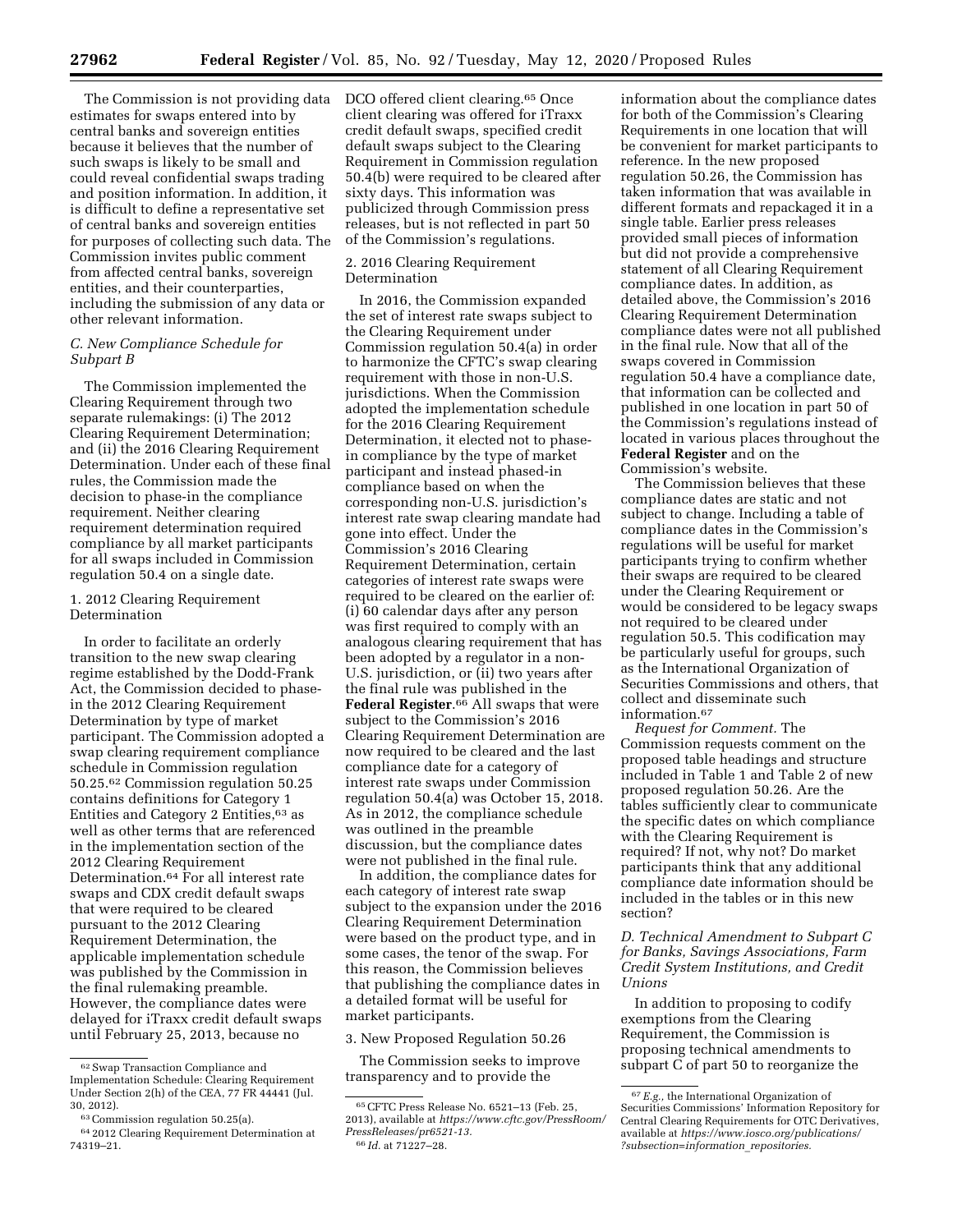The Commission is not providing data estimates for swaps entered into by central banks and sovereign entities because it believes that the number of such swaps is likely to be small and could reveal confidential swaps trading and position information. In addition, it is difficult to define a representative set of central banks and sovereign entities for purposes of collecting such data. The Commission invites public comment from affected central banks, sovereign entities, and their counterparties, including the submission of any data or other relevant information.

### C. New Compliance Schedule for Subpart B

The Commission implemented the Clearing Requirement through two separate rulemakings: (i) The 2012 Clearing Requirement Determination; and (ii) the 2016 Clearing Requirement Determination. Under each of these final rules, the Commission made the decision to phase-in the compliance requirement. Neither clearing requirement determination required compliance by all market participants for all swaps included in Commission regulation 50.4 on a single date.

#### 1. 2012 Clearing Requirement Determination

In order to facilitate an orderly transition to the new swap clearing regime established by the Dodd-Frank Act, the Commission decided to phase-in the 2012 Clearing Requirement Determination by type of market participant. The Commission adopted a swap clearing requirement compliance schedule in Commission regulation 50.25.[62] Commission regulation 50.25 contains definitions for Category 1 Entities and Category 2 Entities,[63] as well as other terms that are referenced in the implementation section of the 2012 Clearing Requirement Determination.[64] For all interest rate swaps and CDX credit default swaps that were required to be cleared pursuant to the 2012 Clearing Requirement Determination, the applicable implementation schedule was published by the Commission in the final rulemaking preamble. However, the compliance dates were delayed for iTraxx credit default swaps until February 25, 2013, because no DCO offered client clearing.[65] Once client clearing was offered for iTraxx credit default swaps, specified credit default swaps subject to the Clearing Requirement in Commission regulation 50.4(b) were required to be cleared after sixty days. This information was publicized through Commission press releases, but is not reflected in part 50 of the Commission's regulations.

#### 2. 2016 Clearing Requirement Determination

In 2016, the Commission expanded the set of interest rate swaps subject to the Clearing Requirement under Commission regulation 50.4(a) in order to harmonize the CFTC's swap clearing requirement with those in non-U.S. jurisdictions. When the Commission adopted the implementation schedule for the 2016 Clearing Requirement Determination, it elected not to phase-in compliance by the type of market participant and instead phased-in compliance based on when the corresponding non-U.S. jurisdiction's interest rate swap clearing mandate had gone into effect. Under the Commission's 2016 Clearing Requirement Determination, certain categories of interest rate swaps were required to be cleared on the earlier of: (i) 60 calendar days after any person was first required to comply with an analogous clearing requirement that has been adopted by a regulator in a non-U.S. jurisdiction, or (ii) two years after the final rule was published in the **Federal Register**.[66] All swaps that were subject to the Commission's 2016 Clearing Requirement Determination are now required to be cleared and the last compliance date for a category of interest rate swaps under Commission regulation 50.4(a) was October 15, 2018. As in 2012, the compliance schedule was outlined in the preamble discussion, but the compliance dates were not published in the final rule.

In addition, the compliance dates for each category of interest rate swap subject to the expansion under the 2016 Clearing Requirement Determination were based on the product type, and in some cases, the tenor of the swap. For this reason, the Commission believes that publishing the compliance dates in a detailed format will be useful for market participants.

#### 3. New Proposed Regulation 50.26

The Commission seeks to improve transparency and to provide the information about the compliance dates for both of the Commission's Clearing Requirements in one location that will be convenient for market participants to reference. In the new proposed regulation 50.26, the Commission has taken information that was available in different formats and repackaged it in a single table. Earlier press releases provided small pieces of information but did not provide a comprehensive statement of all Clearing Requirement compliance dates. In addition, as detailed above, the Commission's 2016 Clearing Requirement Determination compliance dates were not all published in the final rule. Now that all of the swaps covered in Commission regulation 50.4 have a compliance date, that information can be collected and published in one location in part 50 of the Commission's regulations instead of located in various places throughout the **Federal Register** and on the Commission's website.

The Commission believes that these compliance dates are static and not subject to change. Including a table of compliance dates in the Commission's regulations will be useful for market participants trying to confirm whether their swaps are required to be cleared under the Clearing Requirement or would be considered to be legacy swaps not required to be cleared under regulation 50.5. This codification may be particularly useful for groups, such as the International Organization of Securities Commissions and others, that collect and disseminate such information.[67]

*Request for Comment.* The Commission requests comment on the proposed table headings and structure included in Table 1 and Table 2 of new proposed regulation 50.26. Are the tables sufficiently clear to communicate the specific dates on which compliance with the Clearing Requirement is required? If not, why not? Do market participants think that any additional compliance date information should be included in the tables or in this new section?

### D. Technical Amendment to Subpart C for Banks, Savings Associations, Farm Credit System Institutions, and Credit Unions

In addition to proposing to codify exemptions from the Clearing Requirement, the Commission is proposing technical amendments to subpart C of part 50 to reorganize the

---

[62] Swap Transaction Compliance and Implementation Schedule: Clearing Requirement Under Section 2(h) of the CEA, 77 FR 44441 (Jul. 30, 2012).

[63] Commission regulation 50.25(a).

[64] 2012 Clearing Requirement Determination at 74319–21.

[65] CFTC Press Release No. 6521–13 (Feb. 25, 2013), available at *https://www.cftc.gov/PressRoom/PressReleases/pr6521-13*.

[66] *Id.* at 71227–28.

[67] *E.g.,* the International Organization of Securities Commissions' Information Repository for Central Clearing Requirements for OTC Derivatives, available at *https://www.iosco.org/publications/?subsection=information_repositories*.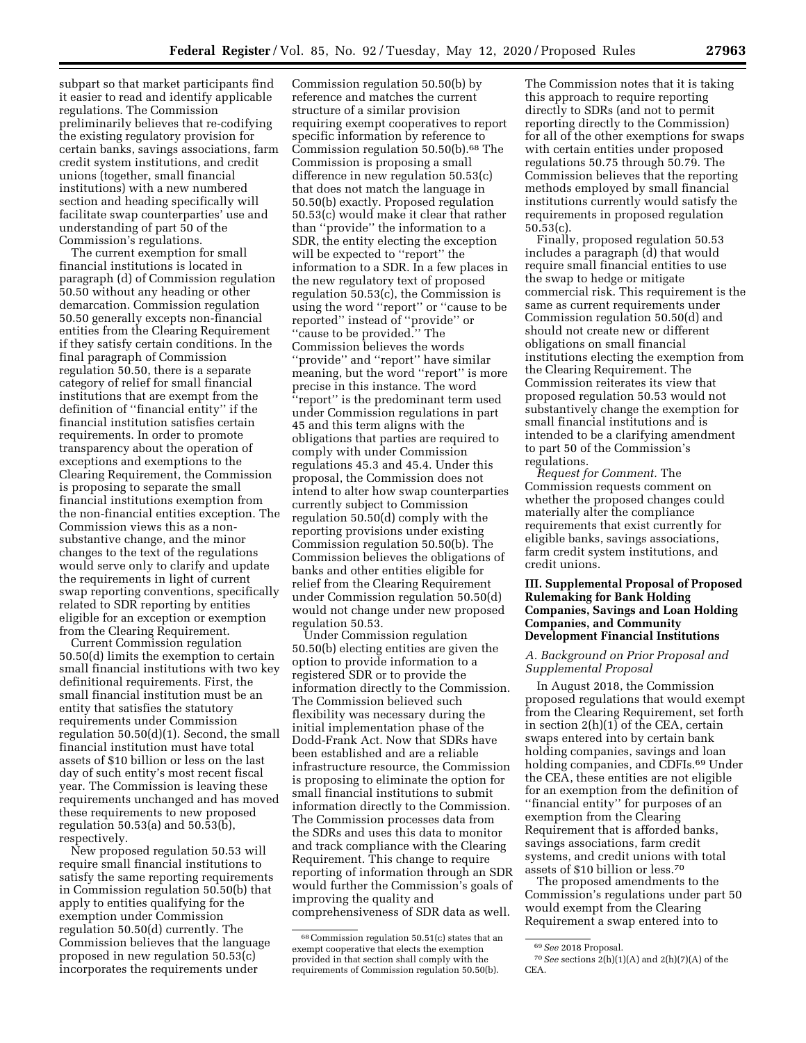subpart so that market participants find it easier to read and identify applicable regulations. The Commission preliminarily believes that re-codifying the existing regulatory provision for certain banks, savings associations, farm credit system institutions, and credit unions (together, small financial institutions) with a new numbered section and heading specifically will facilitate swap counterparties' use and understanding of part 50 of the Commission's regulations.

The current exemption for small financial institutions is located in paragraph (d) of Commission regulation 50.50 without any heading or other demarcation. Commission regulation 50.50 generally excepts non-financial entities from the Clearing Requirement if they satisfy certain conditions. In the final paragraph of Commission regulation 50.50, there is a separate category of relief for small financial institutions that are exempt from the definition of ''financial entity'' if the financial institution satisfies certain requirements. In order to promote transparency about the operation of exceptions and exemptions to the Clearing Requirement, the Commission is proposing to separate the small financial institutions exemption from the non-financial entities exception. The Commission views this as a non-substantive change, and the minor changes to the text of the regulations would serve only to clarify and update the requirements in light of current swap reporting conventions, specifically related to SDR reporting by entities eligible for an exception or exemption from the Clearing Requirement.

Current Commission regulation 50.50(d) limits the exemption to certain small financial institutions with two key definitional requirements. First, the small financial institution must be an entity that satisfies the statutory requirements under Commission regulation 50.50(d)(1). Second, the small financial institution must have total assets of $10 billion or less on the last day of such entity's most recent fiscal year. The Commission is leaving these requirements unchanged and has moved these requirements to new proposed regulation 50.53(a) and 50.53(b), respectively.

New proposed regulation 50.53 will require small financial institutions to satisfy the same reporting requirements in Commission regulation 50.50(b) that apply to entities qualifying for the exemption under Commission regulation 50.50(d) currently. The Commission believes that the language proposed in new regulation 50.53(c) incorporates the requirements under Commission regulation 50.50(b) by reference and matches the current structure of a similar provision requiring exempt cooperatives to report specific information by reference to Commission regulation 50.50(b).[68] The Commission is proposing a small difference in new regulation 50.53(c) that does not match the language in 50.50(b) exactly. Proposed regulation 50.53(c) would make it clear that rather than ''provide'' the information to a SDR, the entity electing the exception will be expected to ''report'' the information to a SDR. In a few places in the new regulatory text of proposed regulation 50.53(c), the Commission is using the word ''report'' or ''cause to be reported'' instead of ''provide'' or ''cause to be provided.'' The Commission believes the words ''provide'' and ''report'' have similar meaning, but the word ''report'' is more precise in this instance. The word ''report'' is the predominant term used under Commission regulations in part 45 and this term aligns with the obligations that parties are required to comply with under Commission regulations 45.3 and 45.4. Under this proposal, the Commission does not intend to alter how swap counterparties currently subject to Commission regulation 50.50(d) comply with the reporting provisions under existing Commission regulation 50.50(b). The Commission believes the obligations of banks and other entities eligible for relief from the Clearing Requirement under Commission regulation 50.50(d) would not change under new proposed regulation 50.53.

Under Commission regulation 50.50(b) electing entities are given the option to provide information to a registered SDR or to provide the information directly to the Commission. The Commission believed such flexibility was necessary during the initial implementation phase of the Dodd-Frank Act. Now that SDRs have been established and are a reliable infrastructure resource, the Commission is proposing to eliminate the option for small financial institutions to submit information directly to the Commission. The Commission processes data from the SDRs and uses this data to monitor and track compliance with the Clearing Requirement. This change to require reporting of information through an SDR would further the Commission's goals of improving the quality and comprehensiveness of SDR data as well.

The Commission notes that it is taking this approach to require reporting directly to SDRs (and not to permit reporting directly to the Commission) for all of the other exemptions for swaps with certain entities under proposed regulations 50.75 through 50.79. The Commission believes that the reporting methods employed by small financial institutions currently would satisfy the requirements in proposed regulation 50.53(c).

Finally, proposed regulation 50.53 includes a paragraph (d) that would require small financial entities to use the swap to hedge or mitigate commercial risk. This requirement is the same as current requirements under Commission regulation 50.50(d) and should not create new or different obligations on small financial institutions electing the exemption from the Clearing Requirement. The Commission reiterates its view that proposed regulation 50.53 would not substantively change the exemption for small financial institutions and is intended to be a clarifying amendment to part 50 of the Commission's regulations.

*Request for Comment.* The Commission requests comment on whether the proposed changes could materially alter the compliance requirements that exist currently for eligible banks, savings associations, farm credit system institutions, and credit unions.

## III. Supplemental Proposal of Proposed Rulemaking for Bank Holding Companies, Savings and Loan Holding Companies, and Community Development Financial Institutions

### A. Background on Prior Proposal and Supplemental Proposal

In August 2018, the Commission proposed regulations that would exempt from the Clearing Requirement, set forth in section 2(h)(1) of the CEA, certain swaps entered into by certain bank holding companies, savings and loan holding companies, and CDFIs.[69] Under the CEA, these entities are not eligible for an exemption from the definition of ''financial entity'' for purposes of an exemption from the Clearing Requirement that is afforded banks, savings associations, farm credit systems, and credit unions with total assets of $10 billion or less.[70]

The proposed amendments to the Commission's regulations under part 50 would exempt from the Clearing Requirement a swap entered into to

---

[68] Commission regulation 50.51(c) states that an exempt cooperative that elects the exemption provided in that section shall comply with the requirements of Commission regulation 50.50(b).

[69] *See* 2018 Proposal.

[70] *See* sections 2(h)(1)(A) and 2(h)(7)(A) of the CEA.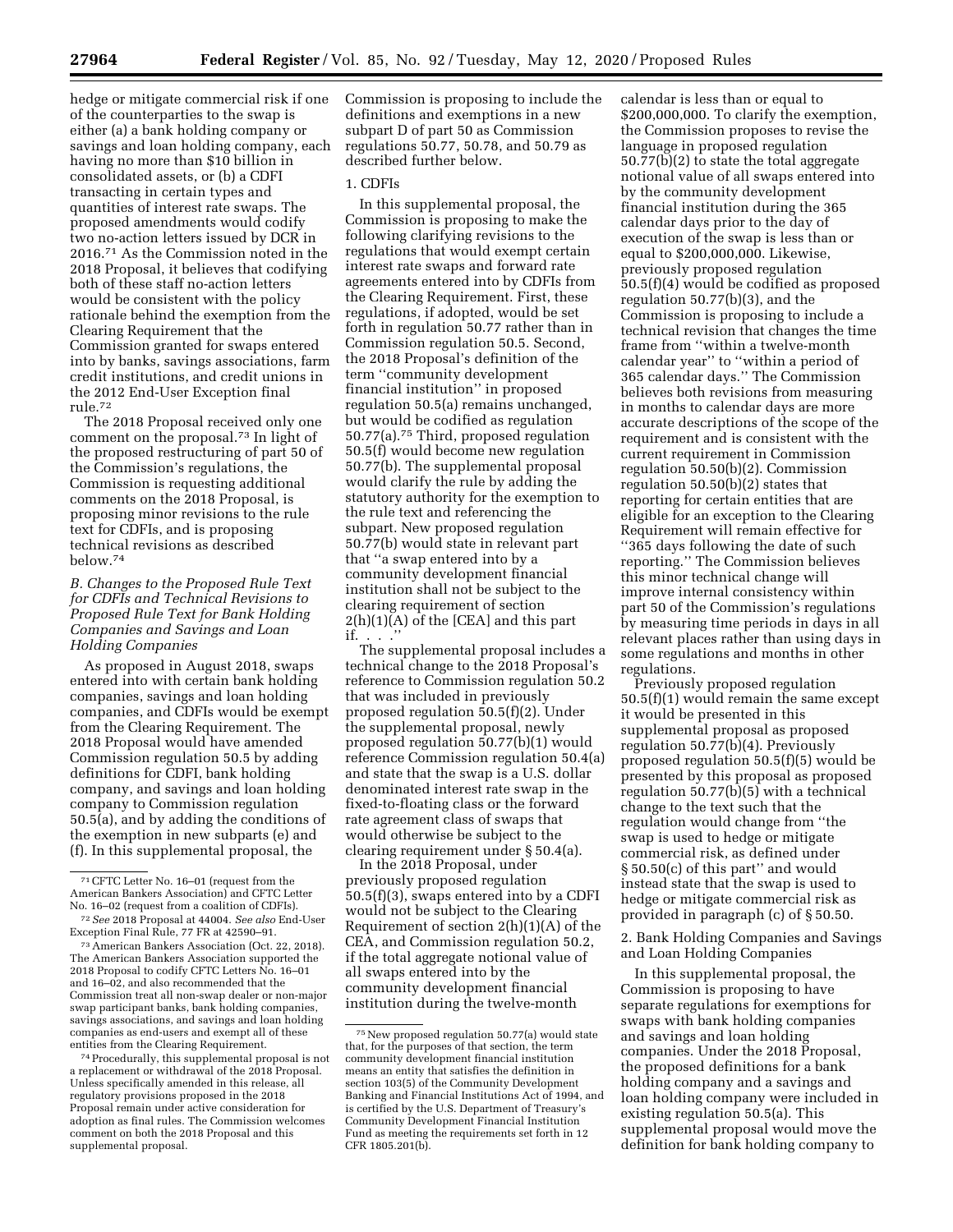hedge or mitigate commercial risk if one of the counterparties to the swap is either (a) a bank holding company or savings and loan holding company, each having no more than $10 billion in consolidated assets, or (b) a CDFI transacting in certain types and quantities of interest rate swaps. The proposed amendments would codify two no-action letters issued by DCR in 2016.[71] As the Commission noted in the 2018 Proposal, it believes that codifying both of these staff no-action letters would be consistent with the policy rationale behind the exemption from the Clearing Requirement that the Commission granted for swaps entered into by banks, savings associations, farm credit institutions, and credit unions in the 2012 End-User Exception final rule.[72]

The 2018 Proposal received only one comment on the proposal.[73] In light of the proposed restructuring of part 50 of the Commission's regulations, the Commission is requesting additional comments on the 2018 Proposal, is proposing minor revisions to the rule text for CDFIs, and is proposing technical revisions as described below.[74]

### B. Changes to the Proposed Rule Text for CDFIs and Technical Revisions to Proposed Rule Text for Bank Holding Companies and Savings and Loan Holding Companies

As proposed in August 2018, swaps entered into with certain bank holding companies, savings and loan holding companies, and CDFIs would be exempt from the Clearing Requirement. The 2018 Proposal would have amended Commission regulation 50.5 by adding definitions for CDFI, bank holding company, and savings and loan holding company to Commission regulation 50.5(a), and by adding the conditions of the exemption in new subparts (e) and (f). In this supplemental proposal, the Commission is proposing to include the definitions and exemptions in a new subpart D of part 50 as Commission regulations 50.77, 50.78, and 50.79 as described further below.

#### 1. CDFIs

In this supplemental proposal, the Commission is proposing to make the following clarifying revisions to the regulations that would exempt certain interest rate swaps and forward rate agreements entered into by CDFIs from the Clearing Requirement. First, these regulations, if adopted, would be set forth in regulation 50.77 rather than in Commission regulation 50.5. Second, the 2018 Proposal's definition of the term ''community development financial institution'' in proposed regulation 50.5(a) remains unchanged, but would be codified as regulation 50.77(a).[75] Third, proposed regulation 50.5(f) would become new regulation 50.77(b). The supplemental proposal would clarify the rule by adding the statutory authority for the exemption to the rule text and referencing the subpart. New proposed regulation 50.77(b) would state in relevant part that ''a swap entered into by a community development financial institution shall not be subject to the clearing requirement of section 2(h)(1)(A) of the [CEA] and this part if. . . .''

The supplemental proposal includes a technical change to the 2018 Proposal's reference to Commission regulation 50.2 that was included in previously proposed regulation 50.5(f)(2). Under the supplemental proposal, newly proposed regulation 50.77(b)(1) would reference Commission regulation 50.4(a) and state that the swap is a U.S. dollar denominated interest rate swap in the fixed-to-floating class or the forward rate agreement class of swaps that would otherwise be subject to the clearing requirement under § 50.4(a).

In the 2018 Proposal, under previously proposed regulation 50.5(f)(3), swaps entered into by a CDFI would not be subject to the Clearing Requirement of section 2(h)(1)(A) of the CEA, and Commission regulation 50.2, if the total aggregate notional value of all swaps entered into by the community development financial institution during the twelve-month calendar is less than or equal to $200,000,000. To clarify the exemption, the Commission proposes to revise the language in proposed regulation 50.77(b)(2) to state the total aggregate notional value of all swaps entered into by the community development financial institution during the 365 calendar days prior to the day of execution of the swap is less than or equal to $200,000,000. Likewise, previously proposed regulation 50.5(f)(4) would be codified as proposed regulation 50.77(b)(3), and the Commission is proposing to include a technical revision that changes the time frame from ''within a twelve-month calendar year'' to ''within a period of 365 calendar days.'' The Commission believes both revisions from measuring in months to calendar days are more accurate descriptions of the scope of the requirement and is consistent with the current requirement in Commission regulation 50.50(b)(2). Commission regulation 50.50(b)(2) states that reporting for certain entities that are eligible for an exception to the Clearing Requirement will remain effective for ''365 days following the date of such reporting.'' The Commission believes this minor technical change will improve internal consistency within part 50 of the Commission's regulations by measuring time periods in days in all relevant places rather than using days in some regulations and months in other regulations.

Previously proposed regulation 50.5(f)(1) would remain the same except it would be presented in this supplemental proposal as proposed regulation 50.77(b)(4). Previously proposed regulation 50.5(f)(5) would be presented by this proposal as proposed regulation 50.77(b)(5) with a technical change to the text such that the regulation would change from ''the swap is used to hedge or mitigate commercial risk, as defined under § 50.50(c) of this part'' and would instead state that the swap is used to hedge or mitigate commercial risk as provided in paragraph (c) of § 50.50.

#### 2. Bank Holding Companies and Savings and Loan Holding Companies

In this supplemental proposal, the Commission is proposing to have separate regulations for exemptions for swaps with bank holding companies and savings and loan holding companies. Under the 2018 Proposal, the proposed definitions for a bank holding company and a savings and loan holding company were included in existing regulation 50.5(a). This supplemental proposal would move the definition for bank holding company to

---

[71] CFTC Letter No. 16–01 (request from the American Bankers Association) and CFTC Letter No. 16–02 (request from a coalition of CDFIs).

[72] *See* 2018 Proposal at 44004. *See also* End-User Exception Final Rule, 77 FR at 42590–91.

[73] American Bankers Association (Oct. 22, 2018). The American Bankers Association supported the 2018 Proposal to codify CFTC Letters No. 16–01 and 16–02, and also recommended that the Commission treat all non-swap dealer or non-major swap participant banks, bank holding companies, savings associations, and savings and loan holding companies as end-users and exempt all of these entities from the Clearing Requirement.

[74] Procedurally, this supplemental proposal is not a replacement or withdrawal of the 2018 Proposal. Unless specifically amended in this release, all regulatory provisions proposed in the 2018 Proposal remain under active consideration for adoption as final rules. The Commission welcomes comment on both the 2018 Proposal and this supplemental proposal.

[75] New proposed regulation 50.77(a) would state that, for the purposes of that section, the term community development financial institution means an entity that satisfies the definition in section 103(5) of the Community Development Banking and Financial Institutions Act of 1994, and is certified by the U.S. Department of Treasury's Community Development Financial Institution Fund as meeting the requirements set forth in 12 CFR 1805.201(b).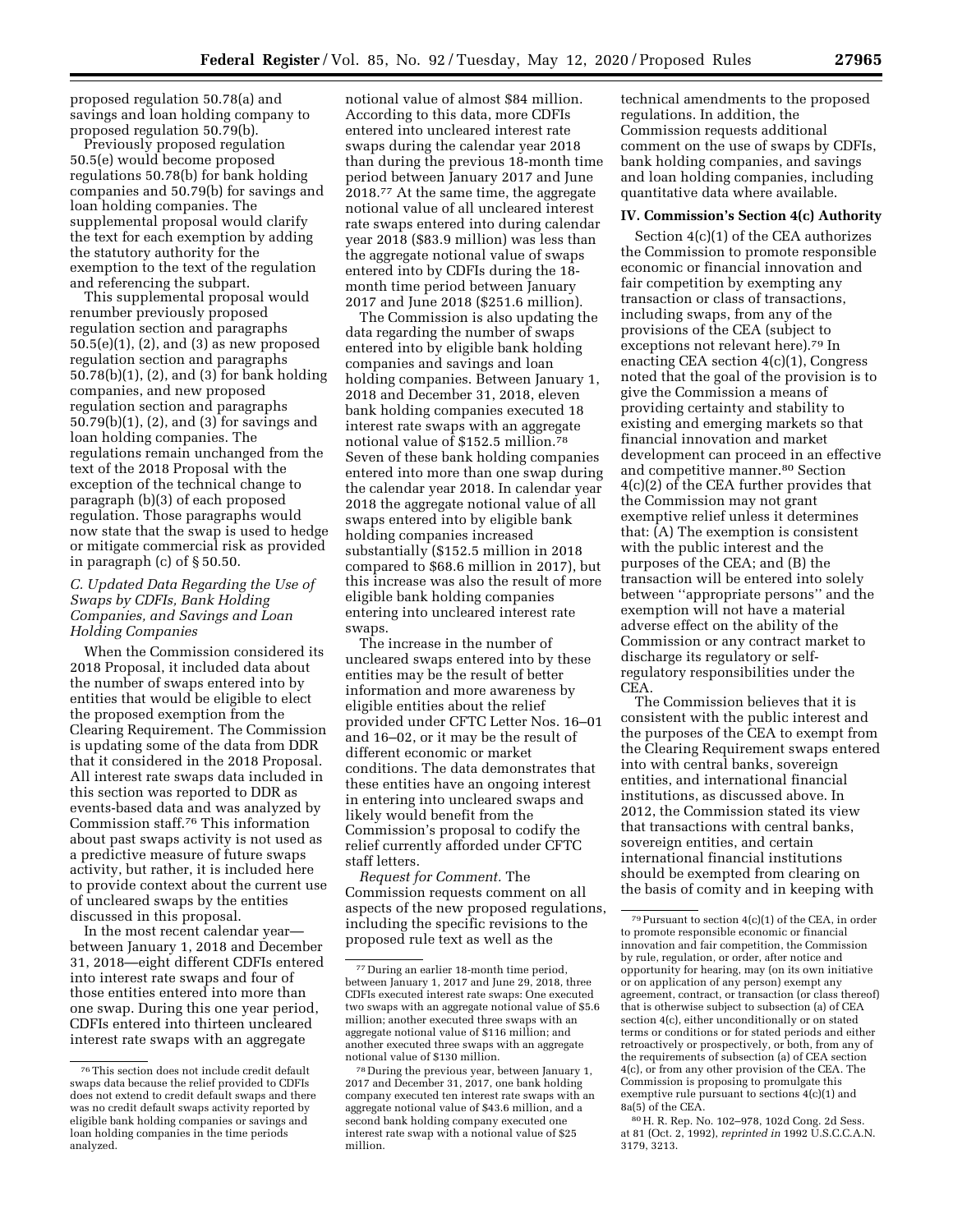proposed regulation 50.78(a) and savings and loan holding company to proposed regulation 50.79(b).

Previously proposed regulation 50.5(e) would become proposed regulations 50.78(b) for bank holding companies and 50.79(b) for savings and loan holding companies. The supplemental proposal would clarify the text for each exemption by adding the statutory authority for the exemption to the text of the regulation and referencing the subpart.

This supplemental proposal would renumber previously proposed regulation section and paragraphs 50.5(e)(1), (2), and (3) as new proposed regulation section and paragraphs 50.78(b)(1), (2), and (3) for bank holding companies, and new proposed regulation section and paragraphs 50.79(b)(1), (2), and (3) for savings and loan holding companies. The regulations remain unchanged from the text of the 2018 Proposal with the exception of the technical change to paragraph (b)(3) of each proposed regulation. Those paragraphs would now state that the swap is used to hedge or mitigate commercial risk as provided in paragraph (c) of § 50.50.

### *C. Updated Data Regarding the Use of Swaps by CDFIs, Bank Holding Companies, and Savings and Loan Holding Companies*

When the Commission considered its 2018 Proposal, it included data about the number of swaps entered into by entities that would be eligible to elect the proposed exemption from the Clearing Requirement. The Commission is updating some of the data from DDR that it considered in the 2018 Proposal. All interest rate swaps data included in this section was reported to DDR as events-based data and was analyzed by Commission staff.[76] This information about past swaps activity is not used as a predictive measure of future swaps activity, but rather, it is included here to provide context about the current use of uncleared swaps by the entities discussed in this proposal.

In the most recent calendar year—between January 1, 2018 and December 31, 2018—eight different CDFIs entered into interest rate swaps and four of those entities entered into more than one swap. During this one year period, CDFIs entered into thirteen uncleared interest rate swaps with an aggregate notional value of almost $84 million. According to this data, more CDFIs entered into uncleared interest rate swaps during the calendar year 2018 than during the previous 18-month time period between January 2017 and June 2018.[77] At the same time, the aggregate notional value of all uncleared interest rate swaps entered into during calendar year 2018 ($83.9 million) was less than the aggregate notional value of swaps entered into by CDFIs during the 18-month time period between January 2017 and June 2018 ($251.6 million).

The Commission is also updating the data regarding the number of swaps entered into by eligible bank holding companies and savings and loan holding companies. Between January 1, 2018 and December 31, 2018, eleven bank holding companies executed 18 interest rate swaps with an aggregate notional value of $152.5 million.[78] Seven of these bank holding companies entered into more than one swap during the calendar year 2018. In calendar year 2018 the aggregate notional value of all swaps entered into by eligible bank holding companies increased substantially ($152.5 million in 2018 compared to $68.6 million in 2017), but this increase was also the result of more eligible bank holding companies entering into uncleared interest rate swaps.

The increase in the number of uncleared swaps entered into by these entities may be the result of better information and more awareness by eligible entities about the relief provided under CFTC Letter Nos. 16–01 and 16–02, or it may be the result of different economic or market conditions. The data demonstrates that these entities have an ongoing interest in entering into uncleared swaps and likely would benefit from the Commission's proposal to codify the relief currently afforded under CFTC staff letters.

*Request for Comment.* The Commission requests comment on all aspects of the new proposed regulations, including the specific revisions to the proposed rule text as well as the technical amendments to the proposed regulations. In addition, the Commission requests additional comment on the use of swaps by CDFIs, bank holding companies, and savings and loan holding companies, including quantitative data where available.

## IV. Commission's Section 4(c) Authority

Section 4(c)(1) of the CEA authorizes the Commission to promote responsible economic or financial innovation and fair competition by exempting any transaction or class of transactions, including swaps, from any of the provisions of the CEA (subject to exceptions not relevant here).[79] In enacting CEA section 4(c)(1), Congress noted that the goal of the provision is to give the Commission a means of providing certainty and stability to existing and emerging markets so that financial innovation and market development can proceed in an effective and competitive manner.[80] Section 4(c)(2) of the CEA further provides that the Commission may not grant exemptive relief unless it determines that: (A) The exemption is consistent with the public interest and the purposes of the CEA; and (B) the transaction will be entered into solely between ''appropriate persons'' and the exemption will not have a material adverse effect on the ability of the Commission or any contract market to discharge its regulatory or self-regulatory responsibilities under the CEA.

The Commission believes that it is consistent with the public interest and the purposes of the CEA to exempt from the Clearing Requirement swaps entered into with central banks, sovereign entities, and international financial institutions, as discussed above. In 2012, the Commission stated its view that transactions with central banks, sovereign entities, and certain international financial institutions should be exempted from clearing on the basis of comity and in keeping with

---

[76] This section does not include credit default swaps data because the relief provided to CDFIs does not extend to credit default swaps and there was no credit default swaps activity reported by eligible bank holding companies or savings and loan holding companies in the time periods analyzed.

[77] During an earlier 18-month time period, between January 1, 2017 and June 29, 2018, three CDFIs executed interest rate swaps: One executed two swaps with an aggregate notional value of $5.6 million; another executed three swaps with an aggregate notional value of $116 million; and another executed three swaps with an aggregate notional value of $130 million.

[78] During the previous year, between January 1, 2017 and December 31, 2017, one bank holding company executed ten interest rate swaps with an aggregate notional value of $43.6 million, and a second bank holding company executed one interest rate swap with a notional value of $25 million.

[79] Pursuant to section 4(c)(1) of the CEA, in order to promote responsible economic or financial innovation and fair competition, the Commission by rule, regulation, or order, after notice and opportunity for hearing, may (on its own initiative or on application of any person) exempt any agreement, contract, or transaction (or class thereof) that is otherwise subject to subsection (a) of CEA section 4(c), either unconditionally or on stated terms or conditions or for stated periods and either retroactively or prospectively, or both, from any of the requirements of subsection (a) of CEA section 4(c), or from any other provision of the CEA. The Commission is proposing to promulgate this exemptive rule pursuant to sections 4(c)(1) and 8a(5) of the CEA.

[80] H. R. Rep. No. 102–978, 102d Cong. 2d Sess. at 81 (Oct. 2, 1992), *reprinted in* 1992 U.S.C.C.A.N. 3179, 3213.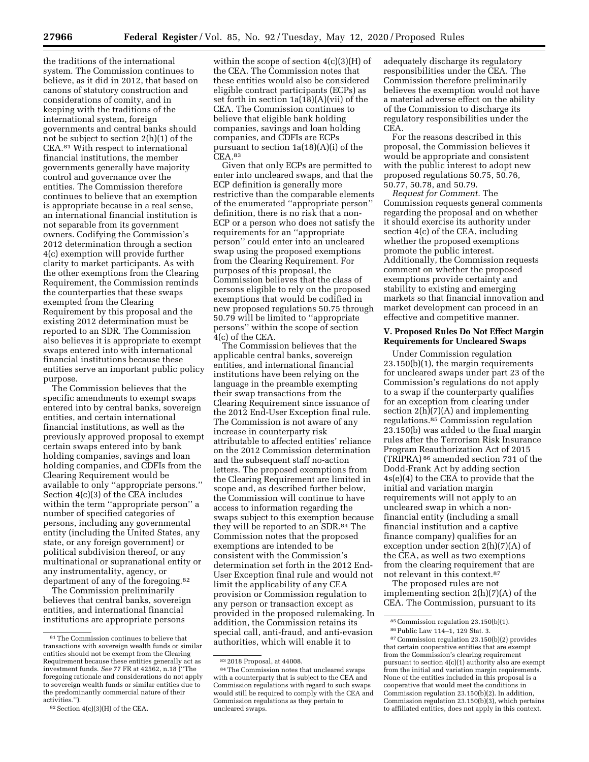the traditions of the international system. The Commission continues to believe, as it did in 2012, that based on canons of statutory construction and considerations of comity, and in keeping with the traditions of the international system, foreign governments and central banks should not be subject to section 2(h)(1) of the CEA.[81] With respect to international financial institutions, the member governments generally have majority control and governance over the entities. The Commission therefore continues to believe that an exemption is appropriate because in a real sense, an international financial institution is not separable from its government owners. Codifying the Commission's 2012 determination through a section 4(c) exemption will provide further clarity to market participants. As with the other exemptions from the Clearing Requirement, the Commission reminds the counterparties that these swaps exempted from the Clearing Requirement by this proposal and the existing 2012 determination must be reported to an SDR. The Commission also believes it is appropriate to exempt swaps entered into with international financial institutions because these entities serve an important public policy purpose.

The Commission believes that the specific amendments to exempt swaps entered into by central banks, sovereign entities, and certain international financial institutions, as well as the previously approved proposal to exempt certain swaps entered into by bank holding companies, savings and loan holding companies, and CDFIs from the Clearing Requirement would be available to only ''appropriate persons.'' Section 4(c)(3) of the CEA includes within the term ''appropriate person'' a number of specified categories of persons, including any governmental entity (including the United States, any state, or any foreign government) or political subdivision thereof, or any multinational or supranational entity or any instrumentality, agency, or department of any of the foregoing.[82]

The Commission preliminarily believes that central banks, sovereign entities, and international financial institutions are appropriate persons within the scope of section 4(c)(3)(H) of the CEA. The Commission notes that these entities would also be considered eligible contract participants (ECPs) as set forth in section 1a(18)(A)(vii) of the CEA. The Commission continues to believe that eligible bank holding companies, savings and loan holding companies, and CDFIs are ECPs pursuant to section 1a(18)(A)(i) of the CEA.[83]

Given that only ECPs are permitted to enter into uncleared swaps, and that the ECP definition is generally more restrictive than the comparable elements of the enumerated ''appropriate person'' definition, there is no risk that a non-ECP or a person who does not satisfy the requirements for an ''appropriate person'' could enter into an uncleared swap using the proposed exemptions from the Clearing Requirement. For purposes of this proposal, the Commission believes that the class of persons eligible to rely on the proposed exemptions that would be codified in new proposed regulations 50.75 through 50.79 will be limited to ''appropriate persons'' within the scope of section 4(c) of the CEA.

The Commission believes that the applicable central banks, sovereign entities, and international financial institutions have been relying on the language in the preamble exempting their swap transactions from the Clearing Requirement since issuance of the 2012 End-User Exception final rule. The Commission is not aware of any increase in counterparty risk attributable to affected entities' reliance on the 2012 Commission determination and the subsequent staff no-action letters. The proposed exemptions from the Clearing Requirement are limited in scope and, as described further below, the Commission will continue to have access to information regarding the swaps subject to this exemption because they will be reported to an SDR.[84] The Commission notes that the proposed exemptions are intended to be consistent with the Commission's determination set forth in the 2012 End-User Exception final rule and would not limit the applicability of any CEA provision or Commission regulation to any person or transaction except as provided in the proposed rulemaking. In addition, the Commission retains its special call, anti-fraud, and anti-evasion authorities, which will enable it to adequately discharge its regulatory responsibilities under the CEA. The Commission therefore preliminarily believes the exemption would not have a material adverse effect on the ability of the Commission to discharge its regulatory responsibilities under the CEA.

For the reasons described in this proposal, the Commission believes it would be appropriate and consistent with the public interest to adopt new proposed regulations 50.75, 50.76, 50.77, 50.78, and 50.79.

*Request for Comment.* The Commission requests general comments regarding the proposal and on whether it should exercise its authority under section 4(c) of the CEA, including whether the proposed exemptions promote the public interest. Additionally, the Commission requests comment on whether the proposed exemptions provide certainty and stability to existing and emerging markets so that financial innovation and market development can proceed in an effective and competitive manner.

## V. Proposed Rules Do Not Effect Margin Requirements for Uncleared Swaps

Under Commission regulation 23.150(b)(1), the margin requirements for uncleared swaps under part 23 of the Commission's regulations do not apply to a swap if the counterparty qualifies for an exception from clearing under section 2(h)(7)(A) and implementing regulations.[85] Commission regulation 23.150(b) was added to the final margin rules after the Terrorism Risk Insurance Program Reauthorization Act of 2015 (TRIPRA)[86] amended section 731 of the Dodd-Frank Act by adding section 4s(e)(4) to the CEA to provide that the initial and variation margin requirements will not apply to an uncleared swap in which a non-financial entity (including a small financial institution and a captive finance company) qualifies for an exception under section 2(h)(7)(A) of the CEA, as well as two exemptions from the clearing requirement that are not relevant in this context.[87]

The proposed rules are not implementing section 2(h)(7)(A) of the CEA. The Commission, pursuant to its

---

[81] The Commission continues to believe that transactions with sovereign wealth funds or similar entities should not be exempt from the Clearing Requirement because these entities generally act as investment funds. *See* 77 FR at 42562, n.18 (''The foregoing rationale and considerations do not apply to sovereign wealth funds or similar entities due to the predominantly commercial nature of their activities.'').

[82] Section 4(c)(3)(H) of the CEA.

[83] 2018 Proposal, at 44008.

[84] The Commission notes that uncleared swaps with a counterparty that is subject to the CEA and Commission regulations with regard to such swaps would still be required to comply with the CEA and Commission regulations as they pertain to uncleared swaps.

[85] Commission regulation 23.150(b)(1).

[86] Public Law 114–1, 129 Stat. 3.

[87] Commission regulation 23.150(b)(2) provides that certain cooperative entities that are exempt from the Commission's clearing requirement pursuant to section 4(c)(1) authority also are exempt from the initial and variation margin requirements. None of the entities included in this proposal is a cooperative that would meet the conditions in Commission regulation 23.150(b)(2). In addition, Commission regulation 23.150(b)(3), which pertains to affiliated entities, does not apply in this context.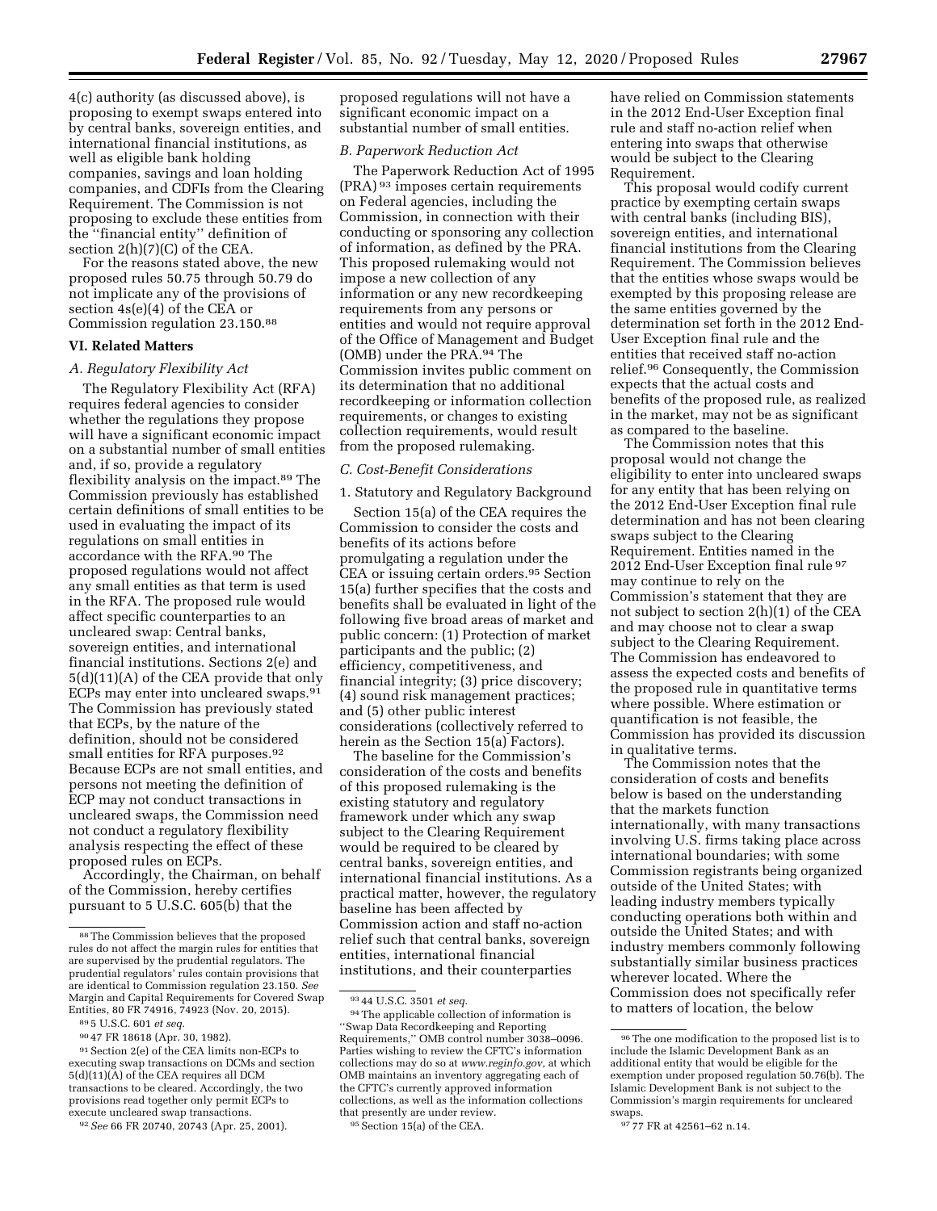4(c) authority (as discussed above), is proposing to exempt swaps entered into by central banks, sovereign entities, and international financial institutions, as well as eligible bank holding companies, savings and loan holding companies, and CDFIs from the Clearing Requirement. The Commission is not proposing to exclude these entities from the ''financial entity'' definition of section 2(h)(7)(C) of the CEA.

For the reasons stated above, the new proposed rules 50.75 through 50.79 do not implicate any of the provisions of section 4s(e)(4) of the CEA or Commission regulation 23.150.[88]

## VI. Related Matters

### A. Regulatory Flexibility Act

The Regulatory Flexibility Act (RFA) requires federal agencies to consider whether the regulations they propose will have a significant economic impact on a substantial number of small entities and, if so, provide a regulatory flexibility analysis on the impact.[89] The Commission previously has established certain definitions of small entities to be used in evaluating the impact of its regulations on small entities in accordance with the RFA.[90] The proposed regulations would not affect any small entities as that term is used in the RFA. The proposed rule would affect specific counterparties to an uncleared swap: Central banks, sovereign entities, and international financial institutions. Sections 2(e) and 5(d)(11)(A) of the CEA provide that only ECPs may enter into uncleared swaps.[91] The Commission has previously stated that ECPs, by the nature of the definition, should not be considered small entities for RFA purposes.[92] Because ECPs are not small entities, and persons not meeting the definition of ECP may not conduct transactions in uncleared swaps, the Commission need not conduct a regulatory flexibility analysis respecting the effect of these proposed rules on ECPs.

Accordingly, the Chairman, on behalf of the Commission, hereby certifies pursuant to 5 U.S.C. 605(b) that the proposed regulations will not have a significant economic impact on a substantial number of small entities.

### B. Paperwork Reduction Act

The Paperwork Reduction Act of 1995 (PRA) [93] imposes certain requirements on Federal agencies, including the Commission, in connection with their conducting or sponsoring any collection of information, as defined by the PRA. This proposed rulemaking would not impose a new collection of any information or any new recordkeeping requirements from any persons or entities and would not require approval of the Office of Management and Budget (OMB) under the PRA.[94] The Commission invites public comment on its determination that no additional recordkeeping or information collection requirements, or changes to existing collection requirements, would result from the proposed rulemaking.

### C. Cost-Benefit Considerations

1. Statutory and Regulatory Background

Section 15(a) of the CEA requires the Commission to consider the costs and benefits of its actions before promulgating a regulation under the CEA or issuing certain orders.[95] Section 15(a) further specifies that the costs and benefits shall be evaluated in light of the following five broad areas of market and public concern: (1) Protection of market participants and the public; (2) efficiency, competitiveness, and financial integrity; (3) price discovery; (4) sound risk management practices; and (5) other public interest considerations (collectively referred to herein as the Section 15(a) Factors).

The baseline for the Commission's consideration of the costs and benefits of this proposed rulemaking is the existing statutory and regulatory framework under which any swap subject to the Clearing Requirement would be required to be cleared by central banks, sovereign entities, and international financial institutions. As a practical matter, however, the regulatory baseline has been affected by Commission action and staff no-action relief such that central banks, sovereign entities, international financial institutions, and their counterparties have relied on Commission statements in the 2012 End-User Exception final rule and staff no-action relief when entering into swaps that otherwise would be subject to the Clearing Requirement.

This proposal would codify current practice by exempting certain swaps with central banks (including BIS), sovereign entities, and international financial institutions from the Clearing Requirement. The Commission believes that the entities whose swaps would be exempted by this proposing release are the same entities governed by the determination set forth in the 2012 End-User Exception final rule and the entities that received staff no-action relief.[96] Consequently, the Commission expects that the actual costs and benefits of the proposed rule, as realized in the market, may not be as significant as compared to the baseline.

The Commission notes that this proposal would not change the eligibility to enter into uncleared swaps for any entity that has been relying on the 2012 End-User Exception final rule determination and has not been clearing swaps subject to the Clearing Requirement. Entities named in the 2012 End-User Exception final rule [97] may continue to rely on the Commission's statement that they are not subject to section 2(h)(1) of the CEA and may choose not to clear a swap subject to the Clearing Requirement. The Commission has endeavored to assess the expected costs and benefits of the proposed rule in quantitative terms where possible. Where estimation or quantification is not feasible, the Commission has provided its discussion in qualitative terms.

The Commission notes that the consideration of costs and benefits below is based on the understanding that the markets function internationally, with many transactions involving U.S. firms taking place across international boundaries; with some Commission registrants being organized outside of the United States; with leading industry members typically conducting operations both within and outside the United States; and with industry members commonly following substantially similar business practices wherever located. Where the Commission does not specifically refer to matters of location, the below

---

[88] The Commission believes that the proposed rules do not affect the margin rules for entities that are supervised by the prudential regulators. The prudential regulators' rules contain provisions that are identical to Commission regulation 23.150. *See* Margin and Capital Requirements for Covered Swap Entities, 80 FR 74916, 74923 (Nov. 20, 2015).

[89] 5 U.S.C. 601 *et seq.*

[90] 47 FR 18618 (Apr. 30, 1982).

[91] Section 2(e) of the CEA limits non-ECPs to executing swap transactions on DCMs and section 5(d)(11)(A) of the CEA requires all DCM transactions to be cleared. Accordingly, the two provisions read together only permit ECPs to execute uncleared swap transactions.

[92] *See* 66 FR 20740, 20743 (Apr. 25, 2001).

[93] 44 U.S.C. 3501 *et seq.*

[94] The applicable collection of information is ''Swap Data Recordkeeping and Reporting Requirements,'' OMB control number 3038–0096. Parties wishing to review the CFTC's information collections may do so at *www.reginfo.gov*, at which OMB maintains an inventory aggregating each of the CFTC's currently approved information collections, as well as the information collections that presently are under review.

[95] Section 15(a) of the CEA.

[96] The one modification to the proposed list is to include the Islamic Development Bank as an additional entity that would be eligible for the exemption under proposed regulation 50.76(b). The Islamic Development Bank is not subject to the Commission's margin requirements for uncleared swaps.

[97] 77 FR at 42561–62 n.14.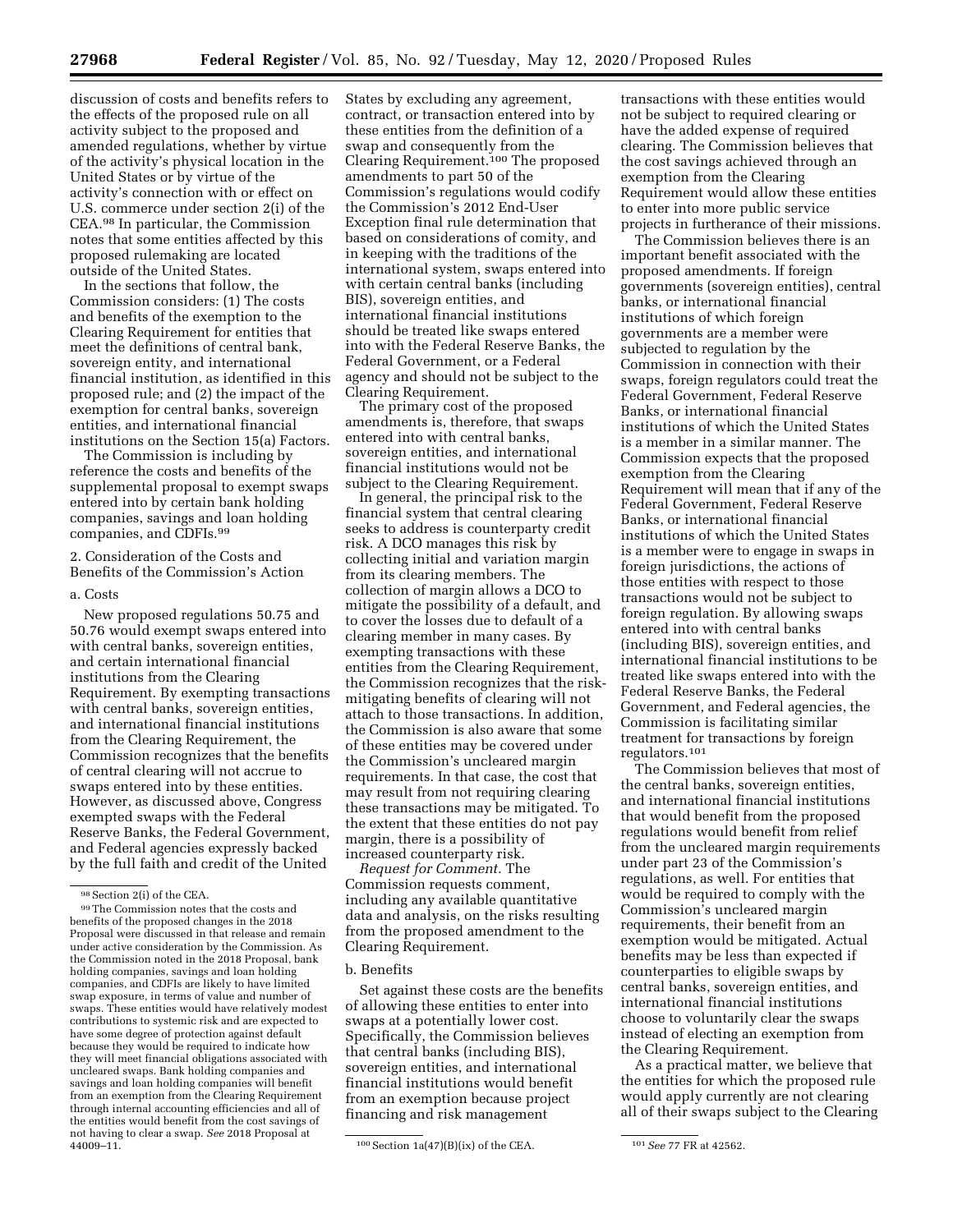discussion of costs and benefits refers to the effects of the proposed rule on all activity subject to the proposed and amended regulations, whether by virtue of the activity's physical location in the United States or by virtue of the activity's connection with or effect on U.S. commerce under section 2(i) of the CEA.[98] In particular, the Commission notes that some entities affected by this proposed rulemaking are located outside of the United States.

In the sections that follow, the Commission considers: (1) The costs and benefits of the exemption to the Clearing Requirement for entities that meet the definitions of central bank, sovereign entity, and international financial institution, as identified in this proposed rule; and (2) the impact of the exemption for central banks, sovereign entities, and international financial institutions on the Section 15(a) Factors.

The Commission is including by reference the costs and benefits of the supplemental proposal to exempt swaps entered into by certain bank holding companies, savings and loan holding companies, and CDFIs.[99]

2. Consideration of the Costs and Benefits of the Commission's Action

a. Costs

New proposed regulations 50.75 and 50.76 would exempt swaps entered into with central banks, sovereign entities, and certain international financial institutions from the Clearing Requirement. By exempting transactions with central banks, sovereign entities, and international financial institutions from the Clearing Requirement, the Commission recognizes that the benefits of central clearing will not accrue to swaps entered into by these entities. However, as discussed above, Congress exempted swaps with the Federal Reserve Banks, the Federal Government, and Federal agencies expressly backed by the full faith and credit of the United States by excluding any agreement, contract, or transaction entered into by these entities from the definition of a swap and consequently from the Clearing Requirement.[100] The proposed amendments to part 50 of the Commission's regulations would codify the Commission's 2012 End-User Exception final rule determination that based on considerations of comity, and in keeping with the traditions of the international system, swaps entered into with certain central banks (including BIS), sovereign entities, and international financial institutions should be treated like swaps entered into with the Federal Reserve Banks, the Federal Government, or a Federal agency and should not be subject to the Clearing Requirement.

The primary cost of the proposed amendments is, therefore, that swaps entered into with central banks, sovereign entities, and international financial institutions would not be subject to the Clearing Requirement.

In general, the principal risk to the financial system that central clearing seeks to address is counterparty credit risk. A DCO manages this risk by collecting initial and variation margin from its clearing members. The collection of margin allows a DCO to mitigate the possibility of a default, and to cover the losses due to default of a clearing member in many cases. By exempting transactions with these entities from the Clearing Requirement, the Commission recognizes that the risk-mitigating benefits of clearing will not attach to those transactions. In addition, the Commission is also aware that some of these entities may be covered under the Commission's uncleared margin requirements. In that case, the cost that may result from not requiring clearing these transactions may be mitigated. To the extent that these entities do not pay margin, there is a possibility of increased counterparty risk.

*Request for Comment.* The Commission requests comment, including any available quantitative data and analysis, on the risks resulting from the proposed amendment to the Clearing Requirement.

b. Benefits

Set against these costs are the benefits of allowing these entities to enter into swaps at a potentially lower cost. Specifically, the Commission believes that central banks (including BIS), sovereign entities, and international financial institutions would benefit from an exemption because project financing and risk management transactions with these entities would not be subject to required clearing or have the added expense of required clearing. The Commission believes that the cost savings achieved through an exemption from the Clearing Requirement would allow these entities to enter into more public service projects in furtherance of their missions.

The Commission believes there is an important benefit associated with the proposed amendments. If foreign governments (sovereign entities), central banks, or international financial institutions of which foreign governments are a member were subjected to regulation by the Commission in connection with their swaps, foreign regulators could treat the Federal Government, Federal Reserve Banks, or international financial institutions of which the United States is a member in a similar manner. The Commission expects that the proposed exemption from the Clearing Requirement will mean that if any of the Federal Government, Federal Reserve Banks, or international financial institutions of which the United States is a member were to engage in swaps in foreign jurisdictions, the actions of those entities with respect to those transactions would not be subject to foreign regulation. By allowing swaps entered into with central banks (including BIS), sovereign entities, and international financial institutions to be treated like swaps entered into with the Federal Reserve Banks, the Federal Government, and Federal agencies, the Commission is facilitating similar treatment for transactions by foreign regulators.[101]

The Commission believes that most of the central banks, sovereign entities, and international financial institutions that would benefit from the proposed regulations would benefit from relief from the uncleared margin requirements under part 23 of the Commission's regulations, as well. For entities that would be required to comply with the Commission's uncleared margin requirements, their benefit from an exemption would be mitigated. Actual benefits may be less than expected if counterparties to eligible swaps by central banks, sovereign entities, and international financial institutions choose to voluntarily clear the swaps instead of electing an exemption from the Clearing Requirement.

As a practical matter, we believe that the entities for which the proposed rule would apply currently are not clearing all of their swaps subject to the Clearing

[98] Section 2(i) of the CEA.

[99] The Commission notes that the costs and benefits of the proposed changes in the 2018 Proposal were discussed in that release and remain under active consideration by the Commission. As the Commission noted in the 2018 Proposal, bank holding companies, savings and loan holding companies, and CDFIs are likely to have limited swap exposure, in terms of value and number of swaps. These entities would have relatively modest contributions to systemic risk and are expected to have some degree of protection against default because they would be required to indicate how they will meet financial obligations associated with uncleared swaps. Bank holding companies and savings and loan holding companies will benefit from an exemption from the Clearing Requirement through internal accounting efficiencies and all of the entities would benefit from the cost savings of not having to clear a swap. *See* 2018 Proposal at 44009–11.

[100] Section 1a(47)(B)(ix) of the CEA.

[101] *See* 77 FR at 42562.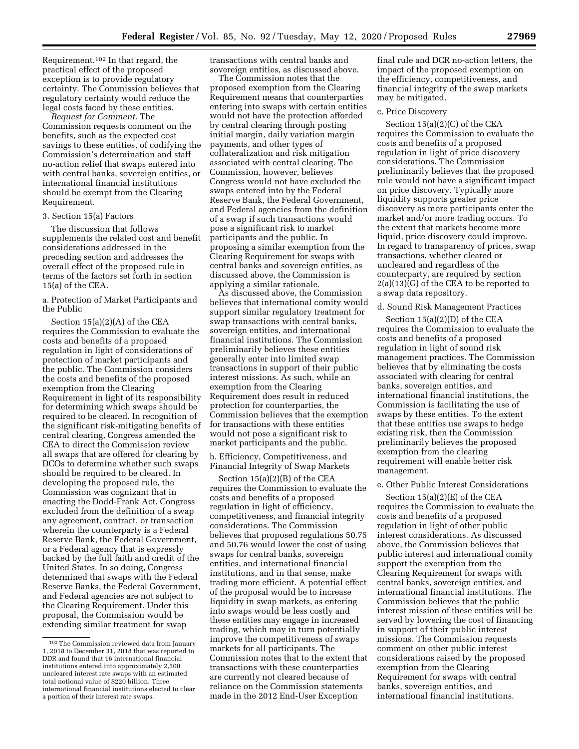Requirement.[102] In that regard, the practical effect of the proposed exception is to provide regulatory certainty. The Commission believes that regulatory certainty would reduce the legal costs faced by these entities.

*Request for Comment.* The Commission requests comment on the benefits, such as the expected cost savings to these entities, of codifying the Commission's determination and staff no-action relief that swaps entered into with central banks, sovereign entities, or international financial institutions should be exempt from the Clearing Requirement.

3. Section 15(a) Factors

The discussion that follows supplements the related cost and benefit considerations addressed in the preceding section and addresses the overall effect of the proposed rule in terms of the factors set forth in section 15(a) of the CEA.

a. Protection of Market Participants and the Public

Section 15(a)(2)(A) of the CEA requires the Commission to evaluate the costs and benefits of a proposed regulation in light of considerations of protection of market participants and the public. The Commission considers the costs and benefits of the proposed exemption from the Clearing Requirement in light of its responsibility for determining which swaps should be required to be cleared. In recognition of the significant risk-mitigating benefits of central clearing, Congress amended the CEA to direct the Commission review all swaps that are offered for clearing by DCOs to determine whether such swaps should be required to be cleared. In developing the proposed rule, the Commission was cognizant that in enacting the Dodd-Frank Act, Congress excluded from the definition of a swap any agreement, contract, or transaction wherein the counterparty is a Federal Reserve Bank, the Federal Government, or a Federal agency that is expressly backed by the full faith and credit of the United States. In so doing, Congress determined that swaps with the Federal Reserve Banks, the Federal Government, and Federal agencies are not subject to the Clearing Requirement. Under this proposal, the Commission would be extending similar treatment for swap transactions with central banks and sovereign entities, as discussed above.

The Commission notes that the proposed exemption from the Clearing Requirement means that counterparties entering into swaps with certain entities would not have the protection afforded by central clearing through posting initial margin, daily variation margin payments, and other types of collateralization and risk mitigation associated with central clearing. The Commission, however, believes Congress would not have excluded the swaps entered into by the Federal Reserve Bank, the Federal Government, and Federal agencies from the definition of a swap if such transactions would pose a significant risk to market participants and the public. In proposing a similar exemption from the Clearing Requirement for swaps with central banks and sovereign entities, as discussed above, the Commission is applying a similar rationale.

As discussed above, the Commission believes that international comity would support similar regulatory treatment for swap transactions with central banks, sovereign entities, and international financial institutions. The Commission preliminarily believes these entities generally enter into limited swap transactions in support of their public interest missions. As such, while an exemption from the Clearing Requirement does result in reduced protection for counterparties, the Commission believes that the exemption for transactions with these entities would not pose a significant risk to market participants and the public.

b. Efficiency, Competitiveness, and Financial Integrity of Swap Markets

Section 15(a)(2)(B) of the CEA requires the Commission to evaluate the costs and benefits of a proposed regulation in light of efficiency, competitiveness, and financial integrity considerations. The Commission believes that proposed regulations 50.75 and 50.76 would lower the cost of using swaps for central banks, sovereign entities, and international financial institutions, and in that sense, make trading more efficient. A potential effect of the proposal would be to increase liquidity in swap markets, as entering into swaps would be less costly and these entities may engage in increased trading, which may in turn potentially improve the competitiveness of swaps markets for all participants. The Commission notes that to the extent that transactions with these counterparties are currently not cleared because of reliance on the Commission statements made in the 2012 End-User Exception final rule and DCR no-action letters, the impact of the proposed exemption on the efficiency, competitiveness, and financial integrity of the swap markets may be mitigated.

c. Price Discovery

Section 15(a)(2)(C) of the CEA requires the Commission to evaluate the costs and benefits of a proposed regulation in light of price discovery considerations. The Commission preliminarily believes that the proposed rule would not have a significant impact on price discovery. Typically more liquidity supports greater price discovery as more participants enter the market and/or more trading occurs. To the extent that markets become more liquid, price discovery could improve. In regard to transparency of prices, swap transactions, whether cleared or uncleared and regardless of the counterparty, are required by section 2(a)(13)(G) of the CEA to be reported to a swap data repository.

d. Sound Risk Management Practices

Section 15(a)(2)(D) of the CEA requires the Commission to evaluate the costs and benefits of a proposed regulation in light of sound risk management practices. The Commission believes that by eliminating the costs associated with clearing for central banks, sovereign entities, and international financial institutions, the Commission is facilitating the use of swaps by these entities. To the extent that these entities use swaps to hedge existing risk, then the Commission preliminarily believes the proposed exemption from the clearing requirement will enable better risk management.

e. Other Public Interest Considerations

Section 15(a)(2)(E) of the CEA requires the Commission to evaluate the costs and benefits of a proposed regulation in light of other public interest considerations. As discussed above, the Commission believes that public interest and international comity support the exemption from the Clearing Requirement for swaps with central banks, sovereign entities, and international financial institutions. The Commission believes that the public interest mission of these entities will be served by lowering the cost of financing in support of their public interest missions. The Commission requests comment on other public interest considerations raised by the proposed exemption from the Clearing Requirement for swaps with central banks, sovereign entities, and international financial institutions.

---

[102] The Commission reviewed data from January 1, 2018 to December 31, 2018 that was reported to DDR and found that 16 international financial institutions entered into approximately 2,500 uncleared interest rate swaps with an estimated total notional value of $220 billion. Three international financial institutions elected to clear a portion of their interest rate swaps.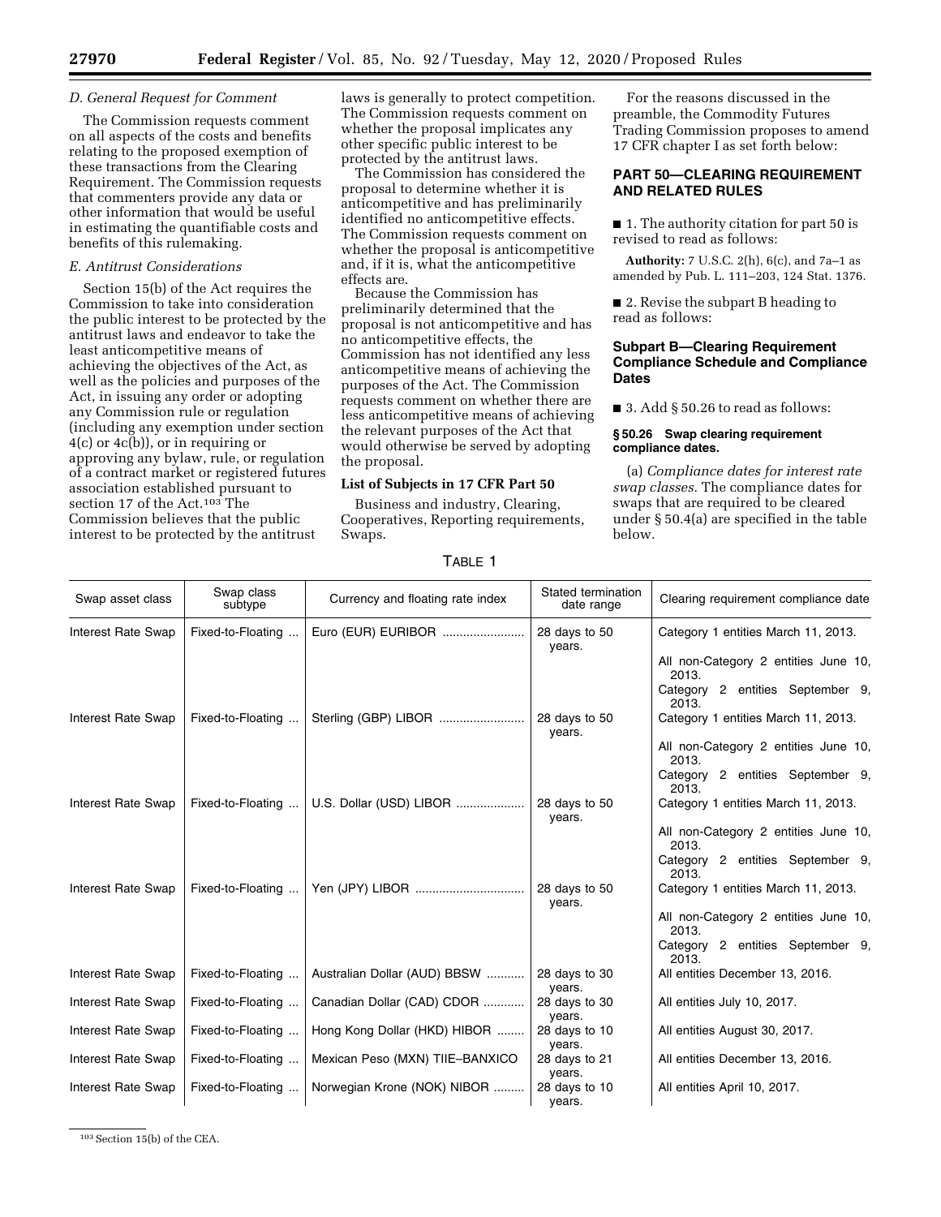### D. General Request for Comment

The Commission requests comment on all aspects of the costs and benefits relating to the proposed exemption of these transactions from the Clearing Requirement. The Commission requests that commenters provide any data or other information that would be useful in estimating the quantifiable costs and benefits of this rulemaking.

### E. Antitrust Considerations

Section 15(b) of the Act requires the Commission to take into consideration the public interest to be protected by the antitrust laws and endeavor to take the least anticompetitive means of achieving the objectives of the Act, as well as the policies and purposes of the Act, in issuing any order or adopting any Commission rule or regulation (including any exemption under section 4(c) or 4c(b)), or in requiring or approving any bylaw, rule, or regulation of a contract market or registered futures association established pursuant to section 17 of the Act.[103] The Commission believes that the public interest to be protected by the antitrust laws is generally to protect competition. The Commission requests comment on whether the proposal implicates any other specific public interest to be protected by the antitrust laws.

The Commission has considered the proposal to determine whether it is anticompetitive and has preliminarily identified no anticompetitive effects. The Commission requests comment on whether the proposal is anticompetitive and, if it is, what the anticompetitive effects are.

Because the Commission has preliminarily determined that the proposal is not anticompetitive and has no anticompetitive effects, the Commission has not identified any less anticompetitive means of achieving the purposes of the Act. The Commission requests comment on whether there are less anticompetitive means of achieving the relevant purposes of the Act that would otherwise be served by adopting the proposal.

#### List of Subjects in 17 CFR Part 50

Business and industry, Clearing, Cooperatives, Reporting requirements, Swaps.

For the reasons discussed in the preamble, the Commodity Futures Trading Commission proposes to amend 17 CFR chapter I as set forth below:

## PART 50—CLEARING REQUIREMENT AND RELATED RULES

■ 1. The authority citation for part 50 is revised to read as follows:

**Authority:** 7 U.S.C. 2(h), 6(c), and 7a–1 as amended by Pub. L. 111–203, 124 Stat. 1376.

■ 2. Revise the subpart B heading to read as follows:

## Subpart B—Clearing Requirement Compliance Schedule and Compliance Dates

■ 3. Add § 50.26 to read as follows:

### § 50.26 Swap clearing requirement compliance dates.

(a) *Compliance dates for interest rate swap classes.* The compliance dates for swaps that are required to be cleared under § 50.4(a) are specified in the table below.

TABLE 1

| Swap asset class | Swap class subtype | Currency and floating rate index | Stated termination date range | Clearing requirement compliance date |
|---|---|---|---|---|
| Interest Rate Swap | Fixed-to-Floating | Euro (EUR) EURIBOR | 28 days to 50 years. | Category 1 entities March 11, 2013.<br>All non-Category 2 entities June 10, 2013.<br>Category 2 entities September 9, 2013. |
| Interest Rate Swap | Fixed-to-Floating | Sterling (GBP) LIBOR | 28 days to 50 years. | Category 1 entities March 11, 2013.<br>All non-Category 2 entities June 10, 2013.<br>Category 2 entities September 9, 2013. |
| Interest Rate Swap | Fixed-to-Floating | U.S. Dollar (USD) LIBOR | 28 days to 50 years. | Category 1 entities March 11, 2013.<br>All non-Category 2 entities June 10, 2013.<br>Category 2 entities September 9, 2013. |
| Interest Rate Swap | Fixed-to-Floating | Yen (JPY) LIBOR | 28 days to 50 years. | Category 1 entities March 11, 2013.<br>All non-Category 2 entities June 10, 2013.<br>Category 2 entities September 9, 2013. |
| Interest Rate Swap | Fixed-to-Floating | Australian Dollar (AUD) BBSW | 28 days to 30 years. | All entities December 13, 2016. |
| Interest Rate Swap | Fixed-to-Floating | Canadian Dollar (CAD) CDOR | 28 days to 30 years. | All entities July 10, 2017. |
| Interest Rate Swap | Fixed-to-Floating | Hong Kong Dollar (HKD) HIBOR | 28 days to 10 years. | All entities August 30, 2017. |
| Interest Rate Swap | Fixed-to-Floating | Mexican Peso (MXN) TIIE–BANXICO | 28 days to 21 years. | All entities December 13, 2016. |
| Interest Rate Swap | Fixed-to-Floating | Norwegian Krone (NOK) NIBOR | 28 days to 10 years. | All entities April 10, 2017. |

[103] Section 15(b) of the CEA.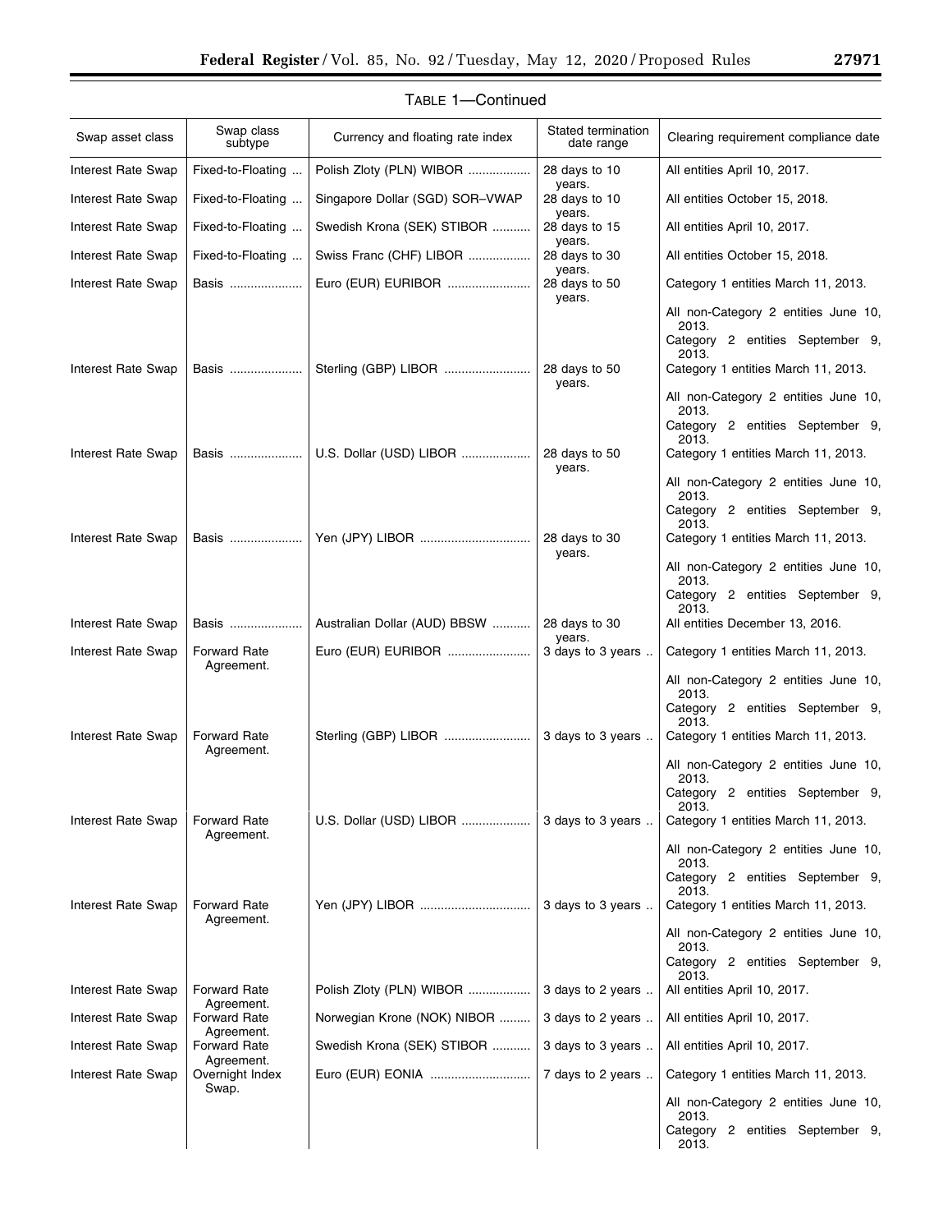TABLE 1—Continued

| Swap asset class | Swap class subtype | Currency and floating rate index | Stated termination date range | Clearing requirement compliance date |
|---|---|---|---|---|
| Interest Rate Swap | Fixed-to-Floating | Polish Zloty (PLN) WIBOR | 28 days to 10 years. | All entities April 10, 2017. |
| Interest Rate Swap | Fixed-to-Floating | Singapore Dollar (SGD) SOR–VWAP | 28 days to 10 years. | All entities October 15, 2018. |
| Interest Rate Swap | Fixed-to-Floating | Swedish Krona (SEK) STIBOR | 28 days to 15 years. | All entities April 10, 2017. |
| Interest Rate Swap | Fixed-to-Floating | Swiss Franc (CHF) LIBOR | 28 days to 30 years. | All entities October 15, 2018. |
| Interest Rate Swap | Basis | Euro (EUR) EURIBOR | 28 days to 50 years. | Category 1 entities March 11, 2013. |
| | | | | All non-Category 2 entities June 10, 2013. |
| | | | | Category 2 entities September 9, 2013. |
| Interest Rate Swap | Basis | Sterling (GBP) LIBOR | 28 days to 50 years. | Category 1 entities March 11, 2013. |
| | | | | All non-Category 2 entities June 10, 2013. |
| | | | | Category 2 entities September 9, 2013. |
| Interest Rate Swap | Basis | U.S. Dollar (USD) LIBOR | 28 days to 50 years. | Category 1 entities March 11, 2013. |
| | | | | All non-Category 2 entities June 10, 2013. |
| | | | | Category 2 entities September 9, 2013. |
| Interest Rate Swap | Basis | Yen (JPY) LIBOR | 28 days to 30 years. | Category 1 entities March 11, 2013. |
| | | | | All non-Category 2 entities June 10, 2013. |
| | | | | Category 2 entities September 9, 2013. |
| Interest Rate Swap | Basis | Australian Dollar (AUD) BBSW | 28 days to 30 years. | All entities December 13, 2016. |
| Interest Rate Swap | Forward Rate Agreement. | Euro (EUR) EURIBOR | 3 days to 3 years | Category 1 entities March 11, 2013. |
| | | | | All non-Category 2 entities June 10, 2013. |
| | | | | Category 2 entities September 9, 2013. |
| Interest Rate Swap | Forward Rate Agreement. | Sterling (GBP) LIBOR | 3 days to 3 years | Category 1 entities March 11, 2013. |
| | | | | All non-Category 2 entities June 10, 2013. |
| | | | | Category 2 entities September 9, 2013. |
| Interest Rate Swap | Forward Rate Agreement. | U.S. Dollar (USD) LIBOR | 3 days to 3 years | Category 1 entities March 11, 2013. |
| | | | | All non-Category 2 entities June 10, 2013. |
| | | | | Category 2 entities September 9, 2013. |
| Interest Rate Swap | Forward Rate Agreement. | Yen (JPY) LIBOR | 3 days to 3 years | Category 1 entities March 11, 2013. |
| | | | | All non-Category 2 entities June 10, 2013. |
| | | | | Category 2 entities September 9, 2013. |
| Interest Rate Swap | Forward Rate Agreement. | Polish Zloty (PLN) WIBOR | 3 days to 2 years | All entities April 10, 2017. |
| Interest Rate Swap | Forward Rate Agreement. | Norwegian Krone (NOK) NIBOR | 3 days to 2 years | All entities April 10, 2017. |
| Interest Rate Swap | Forward Rate Agreement. | Swedish Krona (SEK) STIBOR | 3 days to 3 years | All entities April 10, 2017. |
| Interest Rate Swap | Overnight Index Swap. | Euro (EUR) EONIA | 7 days to 2 years | Category 1 entities March 11, 2013. |
| | | | | All non-Category 2 entities June 10, 2013. |
| | | | | Category 2 entities September 9, 2013. |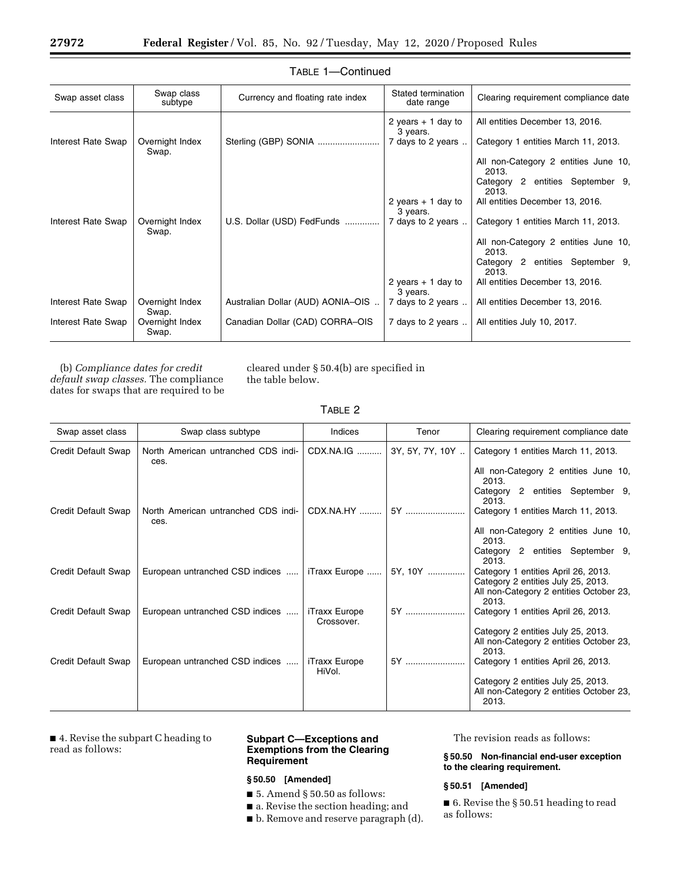TABLE 1—Continued

| Swap asset class | Swap class subtype | Currency and floating rate index | Stated termination date range | Clearing requirement compliance date |
| --- | --- | --- | --- | --- |
| | | | 2 years + 1 day to 3 years. | All entities December 13, 2016. |
| Interest Rate Swap | Overnight Index Swap. | Sterling (GBP) SONIA | 7 days to 2 years | Category 1 entities March 11, 2013. |
| | | | | All non-Category 2 entities June 10, 2013. |
| | | | | Category 2 entities September 9, 2013. |
| | | | 2 years + 1 day to 3 years. | All entities December 13, 2016. |
| Interest Rate Swap | Overnight Index Swap. | U.S. Dollar (USD) FedFunds | 7 days to 2 years | Category 1 entities March 11, 2013. |
| | | | | All non-Category 2 entities June 10, 2013. |
| | | | | Category 2 entities September 9, 2013. |
| | | | 2 years + 1 day to 3 years. | All entities December 13, 2016. |
| Interest Rate Swap | Overnight Index Swap. | Australian Dollar (AUD) AONIA–OIS | 7 days to 2 years | All entities December 13, 2016. |
| Interest Rate Swap | Overnight Index Swap. | Canadian Dollar (CAD) CORRA–OIS | 7 days to 2 years | All entities July 10, 2017. |

(b) *Compliance dates for credit default swap classes.* The compliance dates for swaps that are required to be cleared under § 50.4(b) are specified in the table below.

TABLE 2

| Swap asset class | Swap class subtype | Indices | Tenor | Clearing requirement compliance date |
| --- | --- | --- | --- | --- |
| Credit Default Swap | North American untranched CDS indices. | CDX.NA.IG | 3Y, 5Y, 7Y, 10Y | Category 1 entities March 11, 2013. |
| | | | | All non-Category 2 entities June 10, 2013. |
| | | | | Category 2 entities September 9, 2013. |
| Credit Default Swap | North American untranched CDS indices. | CDX.NA.HY | 5Y | Category 1 entities March 11, 2013. |
| | | | | All non-Category 2 entities June 10, 2013. |
| | | | | Category 2 entities September 9, 2013. |
| Credit Default Swap | European untranched CSD indices | iTraxx Europe | 5Y, 10Y | Category 1 entities April 26, 2013. |
| | | | | Category 2 entities July 25, 2013. |
| | | | | All non-Category 2 entities October 23, 2013. |
| Credit Default Swap | European untranched CSD indices | iTraxx Europe Crossover. | 5Y | Category 1 entities April 26, 2013. |
| | | | | Category 2 entities July 25, 2013. |
| | | | | All non-Category 2 entities October 23, 2013. |
| Credit Default Swap | European untranched CSD indices | iTraxx Europe HiVol. | 5Y | Category 1 entities April 26, 2013. |
| | | | | Category 2 entities July 25, 2013. |
| | | | | All non-Category 2 entities October 23, 2013. |

■ 4. Revise the subpart C heading to read as follows:

### Subpart C—Exceptions and Exemptions from the Clearing Requirement

#### § 50.50 [Amended]

■ 5. Amend § 50.50 as follows:

■ a. Revise the section heading; and

■ b. Remove and reserve paragraph (d).

The revision reads as follows:

#### § 50.50 Non-financial end-user exception to the clearing requirement.

#### § 50.51 [Amended]

■ 6. Revise the § 50.51 heading to read as follows: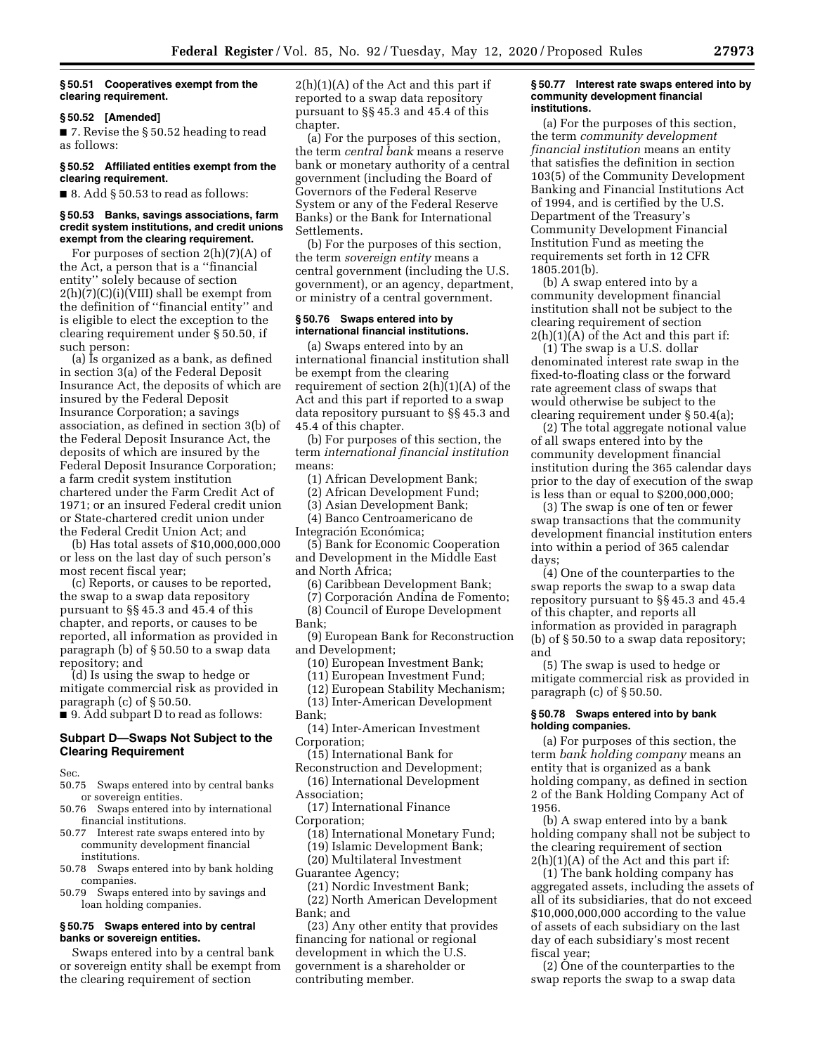### § 50.51 Cooperatives exempt from the clearing requirement.

### § 50.52 [Amended]

■ 7. Revise the § 50.52 heading to read as follows:

### § 50.52 Affiliated entities exempt from the clearing requirement.

■ 8. Add § 50.53 to read as follows:

### § 50.53 Banks, savings associations, farm credit system institutions, and credit unions exempt from the clearing requirement.

For purposes of section 2(h)(7)(A) of the Act, a person that is a ''financial entity'' solely because of section 2(h)(7)(C)(i)(VIII) shall be exempt from the definition of ''financial entity'' and is eligible to elect the exception to the clearing requirement under § 50.50, if such person:

(a) Is organized as a bank, as defined in section 3(a) of the Federal Deposit Insurance Act, the deposits of which are insured by the Federal Deposit Insurance Corporation; a savings association, as defined in section 3(b) of the Federal Deposit Insurance Act, the deposits of which are insured by the Federal Deposit Insurance Corporation; a farm credit system institution chartered under the Farm Credit Act of 1971; or an insured Federal credit union or State-chartered credit union under the Federal Credit Union Act; and

(b) Has total assets of $10,000,000,000 or less on the last day of such person's most recent fiscal year;

(c) Reports, or causes to be reported, the swap to a swap data repository pursuant to §§ 45.3 and 45.4 of this chapter, and reports, or causes to be reported, all information as provided in paragraph (b) of § 50.50 to a swap data repository; and

(d) Is using the swap to hedge or mitigate commercial risk as provided in paragraph (c) of § 50.50.

■ 9. Add subpart D to read as follows:

## Subpart D—Swaps Not Subject to the Clearing Requirement

Sec.
50.75 Swaps entered into by central banks or sovereign entities.
50.76 Swaps entered into by international financial institutions.
50.77 Interest rate swaps entered into by community development financial institutions.
50.78 Swaps entered into by bank holding companies.
50.79 Swaps entered into by savings and loan holding companies.

### § 50.75 Swaps entered into by central banks or sovereign entities.

Swaps entered into by a central bank or sovereign entity shall be exempt from the clearing requirement of section 2(h)(1)(A) of the Act and this part if reported to a swap data repository pursuant to §§ 45.3 and 45.4 of this chapter.

(a) For the purposes of this section, the term *central bank* means a reserve bank or monetary authority of a central government (including the Board of Governors of the Federal Reserve System or any of the Federal Reserve Banks) or the Bank for International Settlements.

(b) For the purposes of this section, the term *sovereign entity* means a central government (including the U.S. government), or an agency, department, or ministry of a central government.

### § 50.76 Swaps entered into by international financial institutions.

(a) Swaps entered into by an international financial institution shall be exempt from the clearing requirement of section 2(h)(1)(A) of the Act and this part if reported to a swap data repository pursuant to §§ 45.3 and 45.4 of this chapter.

(b) For purposes of this section, the term *international financial institution* means:

(1) African Development Bank;

(2) African Development Fund;

(3) Asian Development Bank;

(4) Banco Centroamericano de Integración Económica;

(5) Bank for Economic Cooperation and Development in the Middle East and North Africa;

(6) Caribbean Development Bank;

(7) Corporación Andina de Fomento;

(8) Council of Europe Development Bank;

(9) European Bank for Reconstruction and Development;

(10) European Investment Bank;

(11) European Investment Fund;

(12) European Stability Mechanism;

(13) Inter-American Development Bank;

(14) Inter-American Investment Corporation;

(15) International Bank for Reconstruction and Development;

(16) International Development Association;

(17) International Finance Corporation;

(18) International Monetary Fund;

(19) Islamic Development Bank;

(20) Multilateral Investment Guarantee Agency;

(21) Nordic Investment Bank;

(22) North American Development Bank; and

(23) Any other entity that provides financing for national or regional development in which the U.S. government is a shareholder or contributing member.

### § 50.77 Interest rate swaps entered into by community development financial institutions.

(a) For the purposes of this section, the term *community development financial institution* means an entity that satisfies the definition in section 103(5) of the Community Development Banking and Financial Institutions Act of 1994, and is certified by the U.S. Department of the Treasury's Community Development Financial Institution Fund as meeting the requirements set forth in 12 CFR 1805.201(b).

(b) A swap entered into by a community development financial institution shall not be subject to the clearing requirement of section 2(h)(1)(A) of the Act and this part if:

(1) The swap is a U.S. dollar denominated interest rate swap in the fixed-to-floating class or the forward rate agreement class of swaps that would otherwise be subject to the clearing requirement under § 50.4(a);

(2) The total aggregate notional value of all swaps entered into by the community development financial institution during the 365 calendar days prior to the day of execution of the swap is less than or equal to $200,000,000;

(3) The swap is one of ten or fewer swap transactions that the community development financial institution enters into within a period of 365 calendar days;

(4) One of the counterparties to the swap reports the swap to a swap data repository pursuant to §§ 45.3 and 45.4 of this chapter, and reports all information as provided in paragraph (b) of § 50.50 to a swap data repository; and

(5) The swap is used to hedge or mitigate commercial risk as provided in paragraph (c) of § 50.50.

### § 50.78 Swaps entered into by bank holding companies.

(a) For purposes of this section, the term *bank holding company* means an entity that is organized as a bank holding company, as defined in section 2 of the Bank Holding Company Act of 1956.

(b) A swap entered into by a bank holding company shall not be subject to the clearing requirement of section 2(h)(1)(A) of the Act and this part if:

(1) The bank holding company has aggregated assets, including the assets of all of its subsidiaries, that do not exceed $10,000,000,000 according to the value of assets of each subsidiary on the last day of each subsidiary's most recent fiscal year;

(2) One of the counterparties to the swap reports the swap to a swap data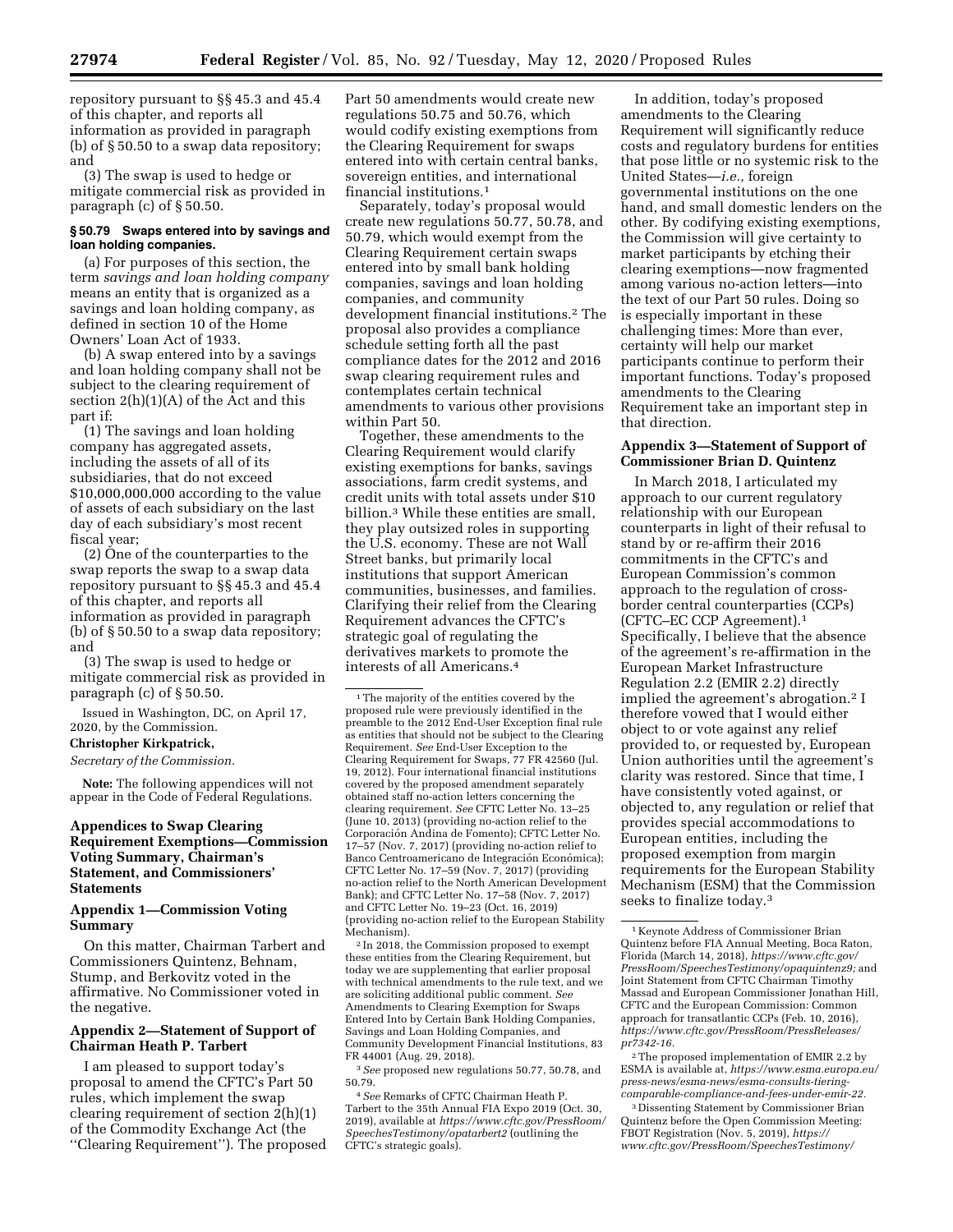repository pursuant to §§ 45.3 and 45.4 of this chapter, and reports all information as provided in paragraph (b) of § 50.50 to a swap data repository; and

(3) The swap is used to hedge or mitigate commercial risk as provided in paragraph (c) of § 50.50.

### § 50.79 Swaps entered into by savings and loan holding companies.

(a) For purposes of this section, the term *savings and loan holding company* means an entity that is organized as a savings and loan holding company, as defined in section 10 of the Home Owners' Loan Act of 1933.

(b) A swap entered into by a savings and loan holding company shall not be subject to the clearing requirement of section 2(h)(1)(A) of the Act and this part if:

(1) The savings and loan holding company has aggregated assets, including the assets of all of its subsidiaries, that do not exceed $10,000,000,000 according to the value of assets of each subsidiary on the last day of each subsidiary's most recent fiscal year;

(2) One of the counterparties to the swap reports the swap to a swap data repository pursuant to §§ 45.3 and 45.4 of this chapter, and reports all information as provided in paragraph (b) of § 50.50 to a swap data repository; and

(3) The swap is used to hedge or mitigate commercial risk as provided in paragraph (c) of § 50.50.

Issued in Washington, DC, on April 17, 2020, by the Commission.

**Christopher Kirkpatrick,**

*Secretary of the Commission.*

**Note:** The following appendices will not appear in the Code of Federal Regulations.

## Appendices to Swap Clearing Requirement Exemptions—Commission Voting Summary, Chairman's Statement, and Commissioners' Statements

### Appendix 1—Commission Voting Summary

On this matter, Chairman Tarbert and Commissioners Quintenz, Behnam, Stump, and Berkovitz voted in the affirmative. No Commissioner voted in the negative.

### Appendix 2—Statement of Support of Chairman Heath P. Tarbert

I am pleased to support today's proposal to amend the CFTC's Part 50 rules, which implement the swap clearing requirement of section 2(h)(1) of the Commodity Exchange Act (the "Clearing Requirement"). The proposed Part 50 amendments would create new regulations 50.75 and 50.76, which would codify existing exemptions from the Clearing Requirement for swaps entered into with certain central banks, sovereign entities, and international financial institutions.[1]

Separately, today's proposal would create new regulations 50.77, 50.78, and 50.79, which would exempt from the Clearing Requirement certain swaps entered into by small bank holding companies, savings and loan holding companies, and community development financial institutions.[2] The proposal also provides a compliance schedule setting forth all the past compliance dates for the 2012 and 2016 swap clearing requirement rules and contemplates certain technical amendments to various other provisions within Part 50.

Together, these amendments to the Clearing Requirement would clarify existing exemptions for banks, savings associations, farm credit systems, and credit units with total assets under $10 billion.[3] While these entities are small, they play outsized roles in supporting the U.S. economy. These are not Wall Street banks, but primarily local institutions that support American communities, businesses, and families. Clarifying their relief from the Clearing Requirement advances the CFTC's strategic goal of regulating the derivatives markets to promote the interests of all Americans.[4]

In addition, today's proposed amendments to the Clearing Requirement will significantly reduce costs and regulatory burdens for entities that pose little or no systemic risk to the United States—*i.e.,* foreign governmental institutions on the one hand, and small domestic lenders on the other. By codifying existing exemptions, the Commission will give certainty to market participants by etching their clearing exemptions—now fragmented among various no-action letters—into the text of our Part 50 rules. Doing so is especially important in these challenging times: More than ever, certainty will help our market participants continue to perform their important functions. Today's proposed amendments to the Clearing Requirement take an important step in that direction.

### Appendix 3—Statement of Support of Commissioner Brian D. Quintenz

In March 2018, I articulated my approach to our current regulatory relationship with our European counterparts in light of their refusal to stand by or re-affirm their 2016 commitments in the CFTC's and European Commission's common approach to the regulation of cross-border central counterparties (CCPs) (CFTC–EC CCP Agreement).[1] Specifically, I believe that the absence of the agreement's re-affirmation in the European Market Infrastructure Regulation 2.2 (EMIR 2.2) directly implied the agreement's abrogation.[2] I therefore vowed that I would either object to or vote against any relief provided to, or requested by, European Union authorities until the agreement's clarity was restored. Since that time, I have consistently voted against, or objected to, any regulation or relief that provides special accommodations to European entities, including the proposed exemption from margin requirements for the European Stability Mechanism (ESM) that the Commission seeks to finalize today.[3]

---

[1] The majority of the entities covered by the proposed rule were previously identified in the preamble to the 2012 End-User Exception final rule as entities that should not be subject to the Clearing Requirement. *See* End-User Exception to the Clearing Requirement for Swaps, 77 FR 42560 (Jul. 19, 2012). Four international financial institutions covered by the proposed amendment separately obtained staff no-action letters concerning the clearing requirement. *See* CFTC Letter No. 13–25 (June 10, 2013) (providing no-action relief to the Corporación Andina de Fomento); CFTC Letter No. 17–57 (Nov. 7, 2017) (providing no-action relief to Banco Centroamericano de Integración Económica); CFTC Letter No. 17–59 (Nov. 7, 2017) (providing no-action relief to the North American Development Bank); and CFTC Letter No. 17–58 (Nov. 7, 2017) and CFTC Letter No. 19–23 (Oct. 16, 2019) (providing no-action relief to the European Stability Mechanism).

[2] In 2018, the Commission proposed to exempt these entities from the Clearing Requirement, but today we are supplementing that earlier proposal with technical amendments to the rule text, and we are soliciting additional public comment. *See* Amendments to Clearing Exemption for Swaps Entered Into by Certain Bank Holding Companies, Savings and Loan Holding Companies, and Community Development Financial Institutions, 83 FR 44001 (Aug. 29, 2018).

[3] *See* proposed new regulations 50.77, 50.78, and 50.79.

[4] *See* Remarks of CFTC Chairman Heath P. Tarbert to the 35th Annual FIA Expo 2019 (Oct. 30, 2019), available at *https://www.cftc.gov/PressRoom/SpeechesTestimony/opatarbert2* (outlining the CFTC's strategic goals).

[1] Keynote Address of Commissioner Brian Quintenz before FIA Annual Meeting, Boca Raton, Florida (March 14, 2018), *https://www.cftc.gov/PressRoom/SpeechesTestimony/opaquintenz9;* and Joint Statement from CFTC Chairman Timothy Massad and European Commissioner Jonathan Hill, CFTC and the European Commission: Common approach for transatlantic CCPs (Feb. 10, 2016), *https://www.cftc.gov/PressRoom/PressReleases/pr7342-16.*

[2] The proposed implementation of EMIR 2.2 by ESMA is available at, *https://www.esma.europa.eu/press-news/esma-news/esma-consults-tiering-comparable-compliance-and-fees-under-emir-22.*

[3] Dissenting Statement by Commissioner Brian Quintenz before the Open Commission Meeting: FBOT Registration (Nov. 5, 2019), *https://www.cftc.gov/PressRoom/SpeechesTestimony/*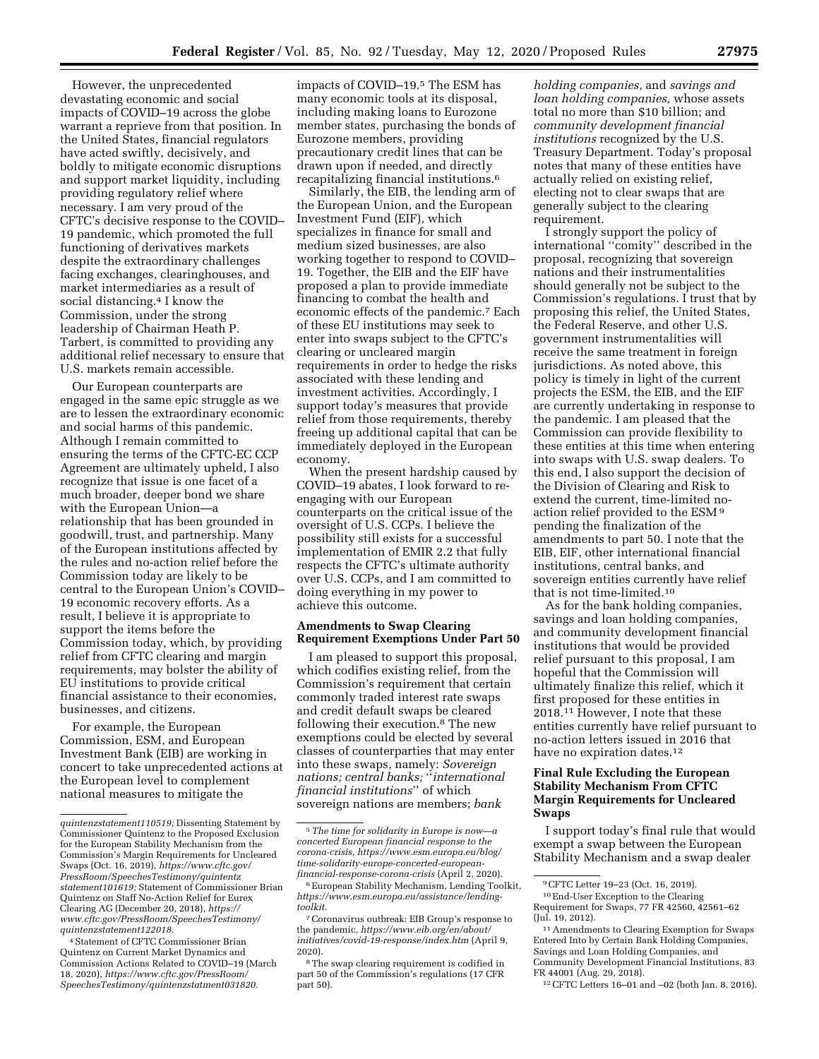However, the unprecedented devastating economic and social impacts of COVID–19 across the globe warrant a reprieve from that position. In the United States, financial regulators have acted swiftly, decisively, and boldly to mitigate economic disruptions and support market liquidity, including providing regulatory relief where necessary. I am very proud of the CFTC's decisive response to the COVID–19 pandemic, which promoted the full functioning of derivatives markets despite the extraordinary challenges facing exchanges, clearinghouses, and market intermediaries as a result of social distancing.[4] I know the Commission, under the strong leadership of Chairman Heath P. Tarbert, is committed to providing any additional relief necessary to ensure that U.S. markets remain accessible.

Our European counterparts are engaged in the same epic struggle as we are to lessen the extraordinary economic and social harms of this pandemic. Although I remain committed to ensuring the terms of the CFTC-EC CCP Agreement are ultimately upheld, I also recognize that issue is one facet of a much broader, deeper bond we share with the European Union—a relationship that has been grounded in goodwill, trust, and partnership. Many of the European institutions affected by the rules and no-action relief before the Commission today are likely to be central to the European Union's COVID–19 economic recovery efforts. As a result, I believe it is appropriate to support the items before the Commission today, which, by providing relief from CFTC clearing and margin requirements, may bolster the ability of EU institutions to provide critical financial assistance to their economies, businesses, and citizens.

For example, the European Commission, ESM, and European Investment Bank (EIB) are working in concert to take unprecedented actions at the European level to complement national measures to mitigate the impacts of COVID–19.[5] The ESM has many economic tools at its disposal, including making loans to Eurozone member states, purchasing the bonds of Eurozone members, providing precautionary credit lines that can be drawn upon if needed, and directly recapitalizing financial institutions.[6]

Similarly, the EIB, the lending arm of the European Union, and the European Investment Fund (EIF), which specializes in finance for small and medium sized businesses, are also working together to respond to COVID–19. Together, the EIB and the EIF have proposed a plan to provide immediate financing to combat the health and economic effects of the pandemic.[7] Each of these EU institutions may seek to enter into swaps subject to the CFTC's clearing or uncleared margin requirements in order to hedge the risks associated with these lending and investment activities. Accordingly, I support today's measures that provide relief from those requirements, thereby freeing up additional capital that can be immediately deployed in the European economy.

When the present hardship caused by COVID–19 abates, I look forward to re-engaging with our European counterparts on the critical issue of the oversight of U.S. CCPs. I believe the possibility still exists for a successful implementation of EMIR 2.2 that fully respects the CFTC's ultimate authority over U.S. CCPs, and I am committed to doing everything in my power to achieve this outcome.

## Amendments to Swap Clearing Requirement Exemptions Under Part 50

I am pleased to support this proposal, which codifies existing relief, from the Commission's requirement that certain commonly traded interest rate swaps and credit default swaps be cleared following their execution.[8] The new exemptions could be elected by several classes of counterparties that may enter into these swaps, namely: *Sovereign nations; central banks;* "*international financial institutions*" of which sovereign nations are members; *bank holding companies,* and *savings and loan holding companies,* whose assets total no more than $10 billion; and *community development financial institutions* recognized by the U.S. Treasury Department. Today's proposal notes that many of these entities have actually relied on existing relief, electing not to clear swaps that are generally subject to the clearing requirement.

I strongly support the policy of international "comity" described in the proposal, recognizing that sovereign nations and their instrumentalities should generally not be subject to the Commission's regulations. I trust that by proposing this relief, the United States, the Federal Reserve, and other U.S. government instrumentalities will receive the same treatment in foreign jurisdictions. As noted above, this policy is timely in light of the current projects the ESM, the EIB, and the EIF are currently undertaking in response to the pandemic. I am pleased that the Commission can provide flexibility to these entities at this time when entering into swaps with U.S. swap dealers. To this end, I also support the decision of the Division of Clearing and Risk to extend the current, time-limited no-action relief provided to the ESM[9] pending the finalization of the amendments to part 50. I note that the EIB, EIF, other international financial institutions, central banks, and sovereign entities currently have relief that is not time-limited.[10]

As for the bank holding companies, savings and loan holding companies, and community development financial institutions that would be provided relief pursuant to this proposal, I am hopeful that the Commission will ultimately finalize this relief, which it first proposed for these entities in 2018.[11] However, I note that these entities currently have relief pursuant to no-action letters issued in 2016 that have no expiration dates.[12]

## Final Rule Excluding the European Stability Mechanism From CFTC Margin Requirements for Uncleared Swaps

I support today's final rule that would exempt a swap between the European Stability Mechanism and a swap dealer

---

*quintenzstatement110519;* Dissenting Statement by Commissioner Quintenz to the Proposed Exclusion for the European Stability Mechanism from the Commission's Margin Requirements for Uncleared Swaps (Oct. 16, 2019), *https://www.cftc.gov/PressRoom/SpeechesTestimony/quintenzstatement101619;* Statement of Commissioner Brian Quintenz on Staff No-Action Relief for Eurex Clearing AG (December 20, 2018), *https://www.cftc.gov/PressRoom/SpeechesTestimony/quintenzstatement122018.*

[4] Statement of CFTC Commissioner Brian Quintenz on Current Market Dynamics and Commission Actions Related to COVID–19 (March 18, 2020), *https://www.cftc.gov/PressRoom/SpeechesTestimony/quintenzstatment031820.*

[5] *The time for solidarity in Europe is now—a concerted European financial response to the corona-crisis, https://www.esm.europa.eu/blog/time-solidarity-europe-concerted-european-financial-response-corona-crisis* (April 2, 2020).

[6] European Stability Mechanism, Lending Toolkit, *https://www.esm.europa.eu/assistance/lending-toolkit.*

[7] Coronavirus outbreak: EIB Group's response to the pandemic, *https://www.eib.org/en/about/initiatives/covid-19-response/index.htm* (April 9, 2020).

[8] The swap clearing requirement is codified in part 50 of the Commission's regulations (17 CFR part 50).

[9] CFTC Letter 19–23 (Oct. 16, 2019).

[10] End-User Exception to the Clearing Requirement for Swaps, 77 FR 42560, 42561–62 (Jul. 19, 2012).

[11] Amendments to Clearing Exemption for Swaps Entered Into by Certain Bank Holding Companies, Savings and Loan Holding Companies, and Community Development Financial Institutions, 83 FR 44001 (Aug. 29, 2018).

[12] CFTC Letters 16–01 and –02 (both Jan. 8, 2016).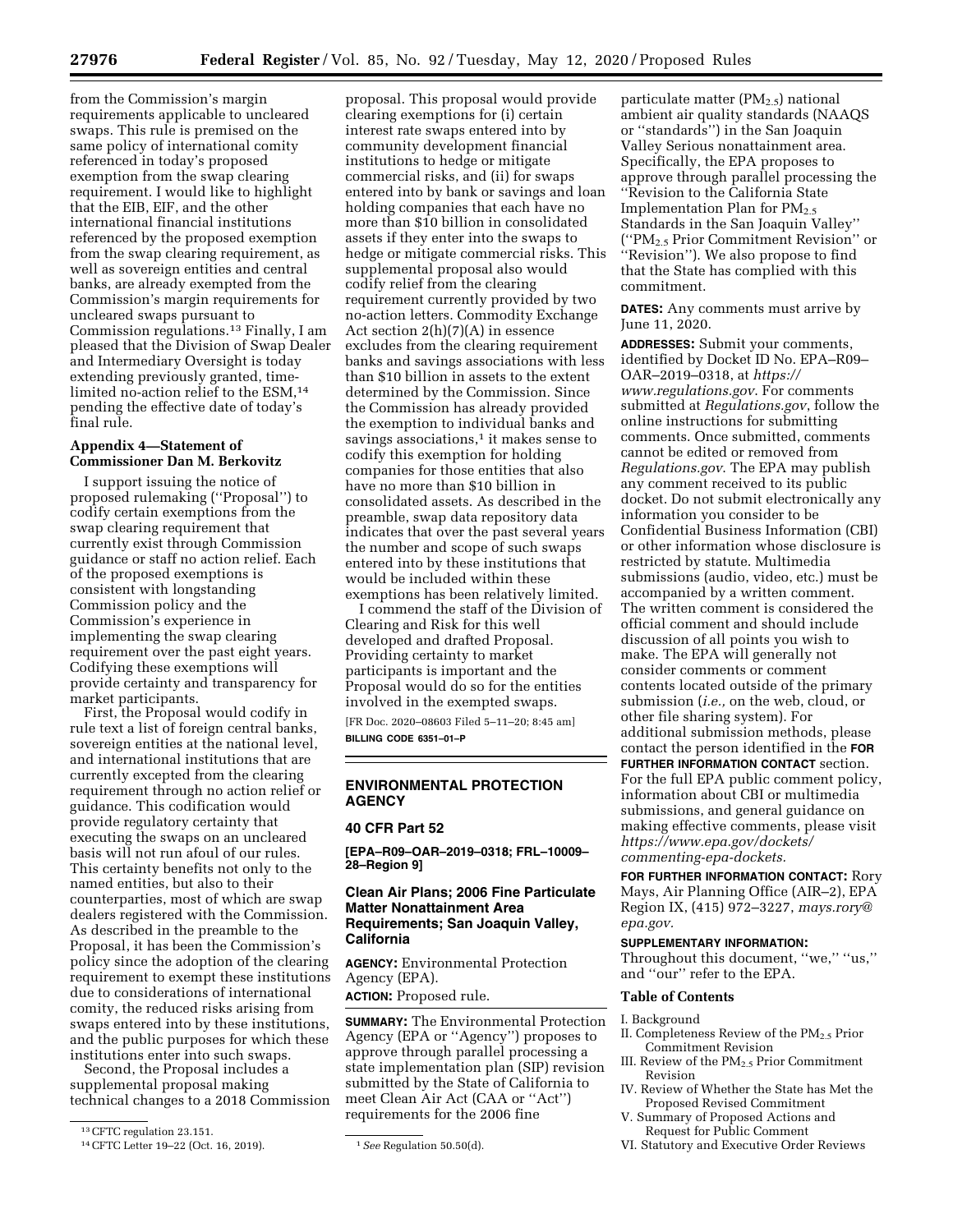from the Commission's margin requirements applicable to uncleared swaps. This rule is premised on the same policy of international comity referenced in today's proposed exemption from the swap clearing requirement. I would like to highlight that the EIB, EIF, and the other international financial institutions referenced by the proposed exemption from the swap clearing requirement, as well as sovereign entities and central banks, are already exempted from the Commission's margin requirements for uncleared swaps pursuant to Commission regulations.[13] Finally, I am pleased that the Division of Swap Dealer and Intermediary Oversight is today extending previously granted, time-limited no-action relief to the ESM,[14] pending the effective date of today's final rule.

### Appendix 4—Statement of Commissioner Dan M. Berkovitz

I support issuing the notice of proposed rulemaking (''Proposal'') to codify certain exemptions from the swap clearing requirement that currently exist through Commission guidance or staff no action relief. Each of the proposed exemptions is consistent with longstanding Commission policy and the Commission's experience in implementing the swap clearing requirement over the past eight years. Codifying these exemptions will provide certainty and transparency for market participants.

First, the Proposal would codify in rule text a list of foreign central banks, sovereign entities at the national level, and international institutions that are currently excepted from the clearing requirement through no action relief or guidance. This codification would provide regulatory certainty that executing the swaps on an uncleared basis will not run afoul of our rules. This certainty benefits not only to the named entities, but also to their counterparties, most of which are swap dealers registered with the Commission. As described in the preamble to the Proposal, it has been the Commission's policy since the adoption of the clearing requirement to exempt these institutions due to considerations of international comity, the reduced risks arising from swaps entered into by these institutions, and the public purposes for which these institutions enter into such swaps.

Second, the Proposal includes a supplemental proposal making technical changes to a 2018 Commission proposal. This proposal would provide clearing exemptions for (i) certain interest rate swaps entered into by community development financial institutions to hedge or mitigate commercial risks, and (ii) for swaps entered into by bank or savings and loan holding companies that each have no more than $10 billion in consolidated assets if they enter into the swaps to hedge or mitigate commercial risks. This supplemental proposal also would codify relief from the clearing requirement currently provided by two no-action letters. Commodity Exchange Act section 2(h)(7)(A) in essence excludes from the clearing requirement banks and savings associations with less than $10 billion in assets to the extent determined by the Commission. Since the Commission has already provided the exemption to individual banks and savings associations,[1] it makes sense to codify this exemption for holding companies for those entities that also have no more than $10 billion in consolidated assets. As described in the preamble, swap data repository data indicates that over the past several years the number and scope of such swaps entered into by these institutions that would be included within these exemptions has been relatively limited.

I commend the staff of the Division of Clearing and Risk for this well developed and drafted Proposal. Providing certainty to market participants is important and the Proposal would do so for the entities involved in the exempted swaps.

[FR Doc. 2020–08603 Filed 5–11–20; 8:45 am]

**BILLING CODE 6351–01–P**

[13] CFTC regulation 23.151.

[14] CFTC Letter 19–22 (Oct. 16, 2019).

[1] *See* Regulation 50.50(d).

---

## ENVIRONMENTAL PROTECTION AGENCY

### 40 CFR Part 52

**[EPA–R09–OAR–2019–0318; FRL–10009–28–Region 9]**

### Clean Air Plans; 2006 Fine Particulate Matter Nonattainment Area Requirements; San Joaquin Valley, California

**AGENCY:** Environmental Protection Agency (EPA).

**ACTION:** Proposed rule.

**SUMMARY:** The Environmental Protection Agency (EPA or ''Agency'') proposes to approve through parallel processing a state implementation plan (SIP) revision submitted by the State of California to meet Clean Air Act (CAA or ''Act'') requirements for the 2006 fine particulate matter ($PM_{2.5}$) national ambient air quality standards (NAAQS or ''standards'') in the San Joaquin Valley Serious nonattainment area. Specifically, the EPA proposes to approve through parallel processing the ''Revision to the California State Implementation Plan for $PM_{2.5}$ Standards in the San Joaquin Valley'' (''$PM_{2.5}$ Prior Commitment Revision'' or ''Revision''). We also propose to find that the State has complied with this commitment.

**DATES:** Any comments must arrive by June 11, 2020.

**ADDRESSES:** Submit your comments, identified by Docket ID No. EPA–R09–OAR–2019–0318, at *https://www.regulations.gov*. For comments submitted at *Regulations.gov*, follow the online instructions for submitting comments. Once submitted, comments cannot be edited or removed from *Regulations.gov*. The EPA may publish any comment received to its public docket. Do not submit electronically any information you consider to be Confidential Business Information (CBI) or other information whose disclosure is restricted by statute. Multimedia submissions (audio, video, etc.) must be accompanied by a written comment. The written comment is considered the official comment and should include discussion of all points you wish to make. The EPA will generally not consider comments or comment contents located outside of the primary submission (*i.e.,* on the web, cloud, or other file sharing system). For additional submission methods, please contact the person identified in the **FOR FURTHER INFORMATION CONTACT** section. For the full EPA public comment policy, information about CBI or multimedia submissions, and general guidance on making effective comments, please visit *https://www.epa.gov/dockets/commenting-epa-dockets.*

**FOR FURTHER INFORMATION CONTACT:** Rory Mays, Air Planning Office (AIR–2), EPA Region IX, (415) 972–3227, *mays.rory@epa.gov.*

**SUPPLEMENTARY INFORMATION:**

Throughout this document, ''we,'' ''us,'' and ''our'' refer to the EPA.

**Table of Contents**

I. Background
II. Completeness Review of the $PM_{2.5}$ Prior Commitment Revision
III. Review of the $PM_{2.5}$ Prior Commitment Revision
IV. Review of Whether the State has Met the Proposed Revised Commitment
V. Summary of Proposed Actions and Request for Public Comment
VI. Statutory and Executive Order Reviews